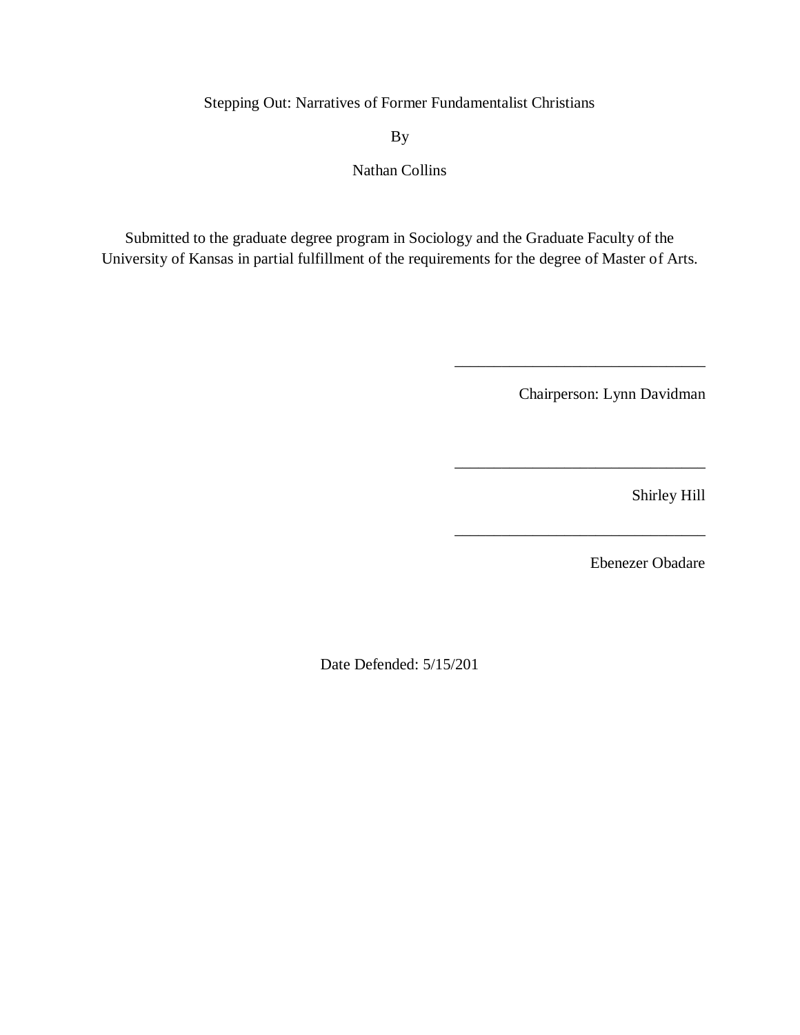Stepping Out: Narratives of Former Fundamentalist Christians

By

Nathan Collins

Submitted to the graduate degree program in Sociology and the Graduate Faculty of the University of Kansas in partial fulfillment of the requirements for the degree of Master of Arts.

________________________________

Chairperson: Lynn Davidman

________________________________

Shirley Hill

________________________________

Ebenezer Obadare

Date Defended: 5/15/201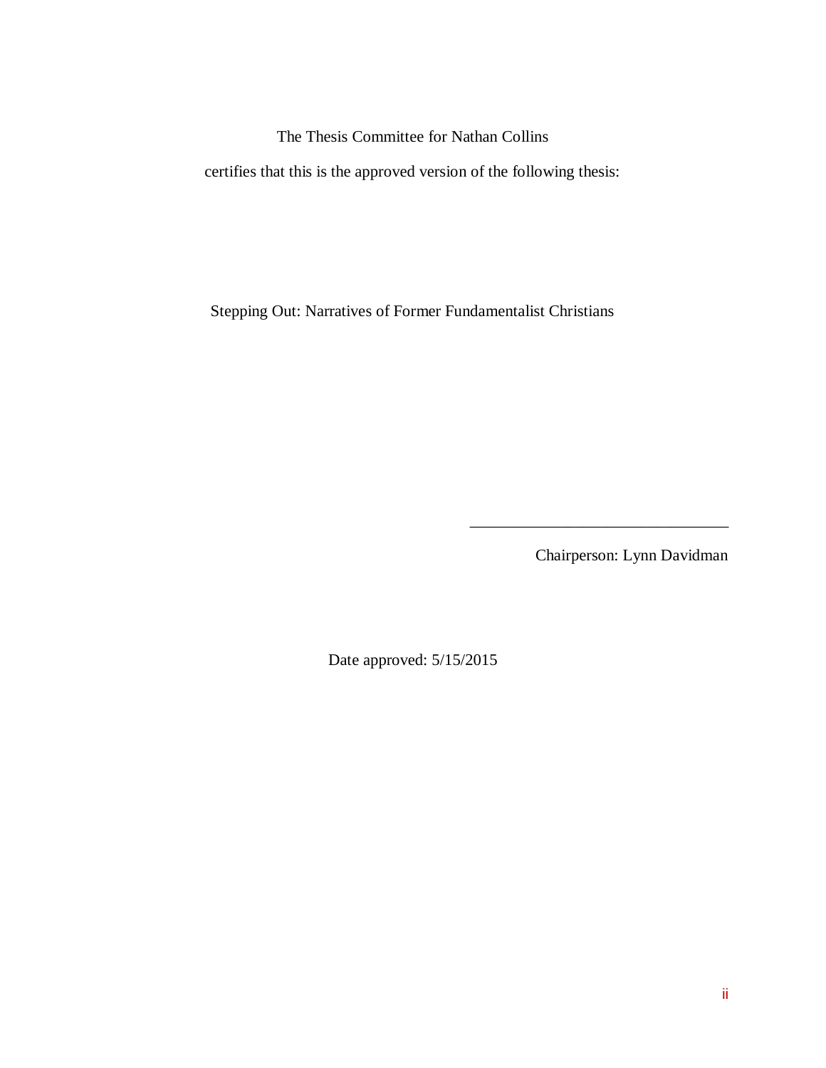The Thesis Committee for Nathan Collins

certifies that this is the approved version of the following thesis:

Stepping Out: Narratives of Former Fundamentalist Christians

\_\_\_\_\_\_\_\_\_\_\_\_\_\_\_\_\_\_\_\_\_\_\_\_\_\_\_\_\_\_\_\_\_

Chairperson: Lynn Davidman

Date approved: 5/15/2015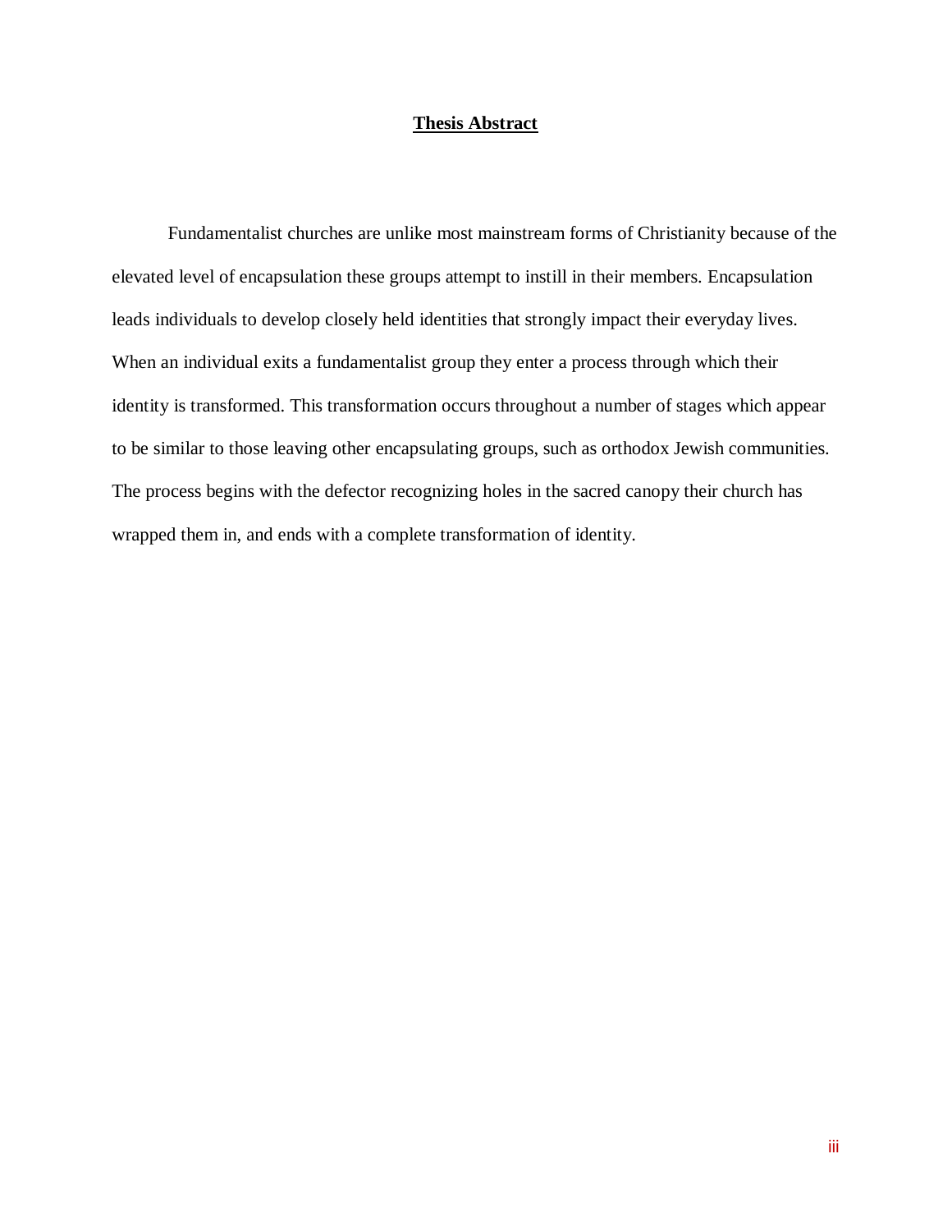## Thesis Abstract

Fundamentalist churches are unlike most mainstream forms of Christianity because of the elevated level of encapsulation these groups attempt to instill in their members. Encapsulation leads individuals to develop closely held identities that strongly impact their everyday lives. When an individual exits a fundamentalist group they enter a process through which their identity is transformed. This transformation occurs throughout a number of stages which appear to be similar to those leaving other encapsulating groups, such as orthodox Jewish communities. The process begins with the defector recognizing holes in the sacred canopy their church has wrapped them in, and ends with a complete transformation of identity.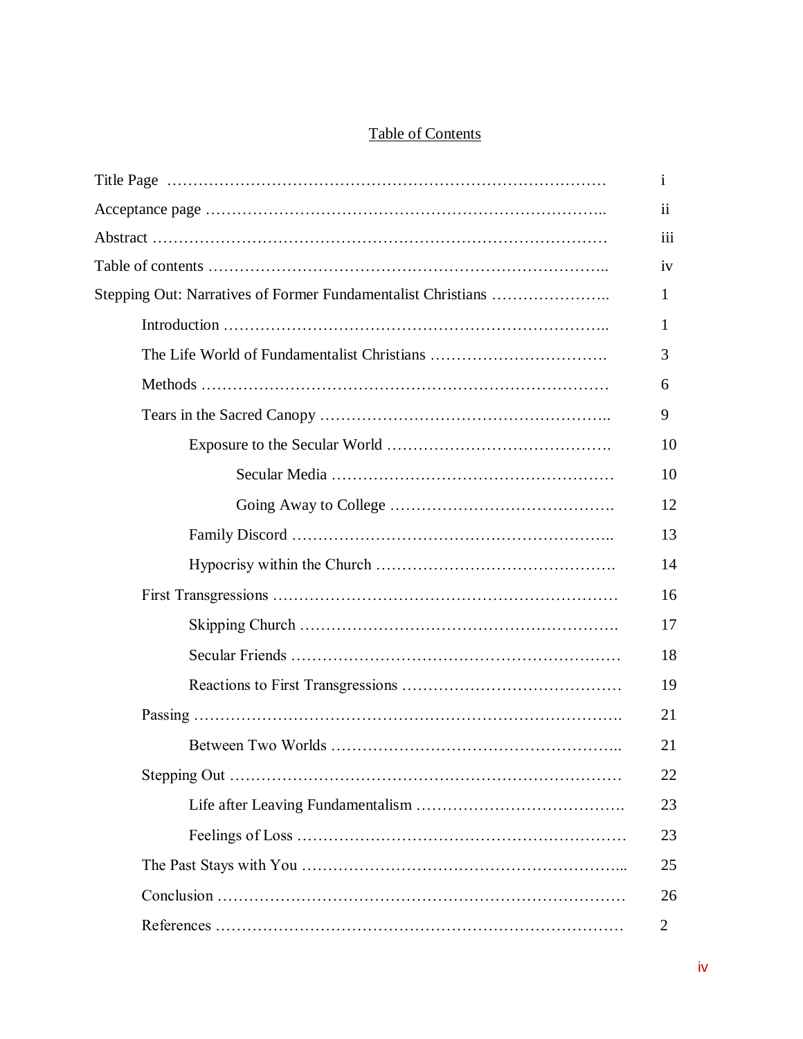# Table of Contents

| | |
|---|---|
| Title Page | i |
| Acceptance page | ii |
| Abstract | iii |
| Table of contents | iv |
| Stepping Out: Narratives of Former Fundamentalist Christians | 1 |
| Introduction | 1 |
| The Life World of Fundamentalist Christians | 3 |
| Methods | 6 |
| Tears in the Sacred Canopy | 9 |
| Exposure to the Secular World | 10 |
| Secular Media | 10 |
| Going Away to College | 12 |
| Family Discord | 13 |
| Hypocrisy within the Church | 14 |
| First Transgressions | 16 |
| Skipping Church | 17 |
| Secular Friends | 18 |
| Reactions to First Transgressions | 19 |
| Passing | 21 |
| Between Two Worlds | 21 |
| Stepping Out | 22 |
| Life after Leaving Fundamentalism | 23 |
| Feelings of Loss | 23 |
| The Past Stays with You | 25 |
| Conclusion | 26 |
| References | 2 |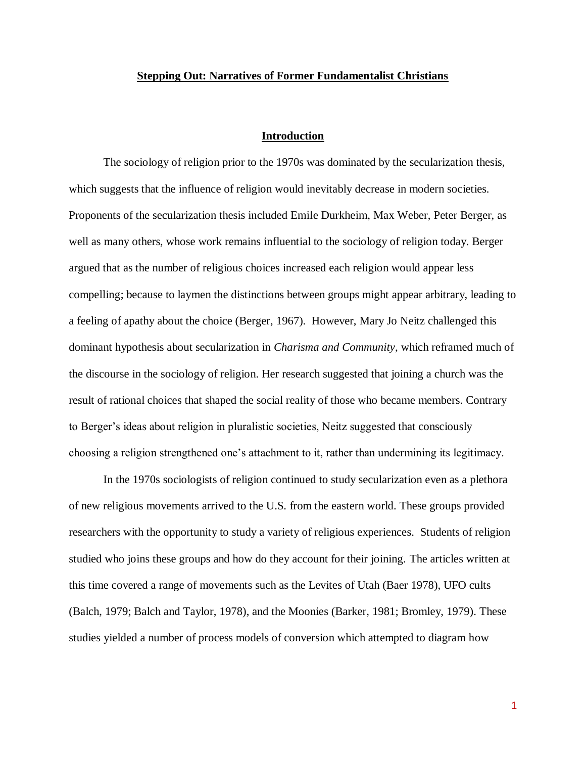**Stepping Out: Narratives of Former Fundamentalist Christians**

## Introduction

The sociology of religion prior to the 1970s was dominated by the secularization thesis, which suggests that the influence of religion would inevitably decrease in modern societies. Proponents of the secularization thesis included Emile Durkheim, Max Weber, Peter Berger, as well as many others, whose work remains influential to the sociology of religion today. Berger argued that as the number of religious choices increased each religion would appear less compelling; because to laymen the distinctions between groups might appear arbitrary, leading to a feeling of apathy about the choice (Berger, 1967). However, Mary Jo Neitz challenged this dominant hypothesis about secularization in *Charisma and Community*, which reframed much of the discourse in the sociology of religion. Her research suggested that joining a church was the result of rational choices that shaped the social reality of those who became members. Contrary to Berger's ideas about religion in pluralistic societies, Neitz suggested that consciously choosing a religion strengthened one's attachment to it, rather than undermining its legitimacy.

In the 1970s sociologists of religion continued to study secularization even as a plethora of new religious movements arrived to the U.S. from the eastern world. These groups provided researchers with the opportunity to study a variety of religious experiences. Students of religion studied who joins these groups and how do they account for their joining. The articles written at this time covered a range of movements such as the Levites of Utah (Baer 1978), UFO cults (Balch, 1979; Balch and Taylor, 1978), and the Moonies (Barker, 1981; Bromley, 1979). These studies yielded a number of process models of conversion which attempted to diagram how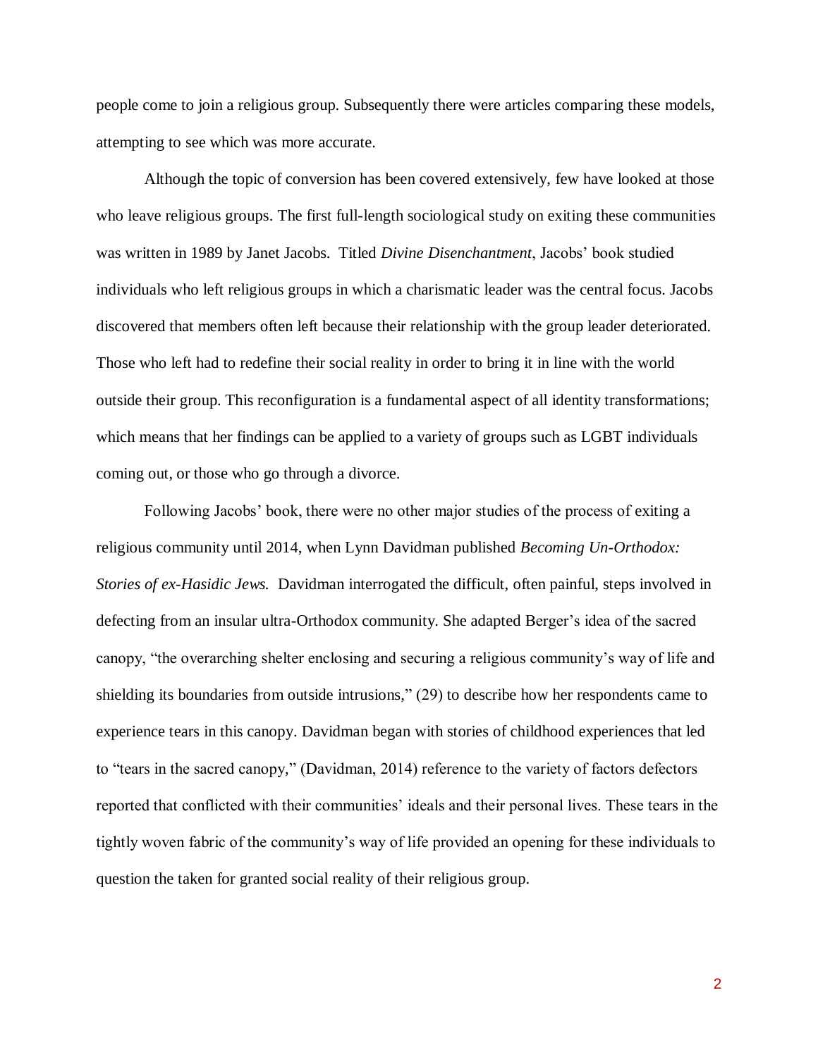people come to join a religious group. Subsequently there were articles comparing these models, attempting to see which was more accurate.

Although the topic of conversion has been covered extensively, few have looked at those who leave religious groups. The first full-length sociological study on exiting these communities was written in 1989 by Janet Jacobs. Titled *Divine Disenchantment*, Jacobs' book studied individuals who left religious groups in which a charismatic leader was the central focus. Jacobs discovered that members often left because their relationship with the group leader deteriorated. Those who left had to redefine their social reality in order to bring it in line with the world outside their group. This reconfiguration is a fundamental aspect of all identity transformations; which means that her findings can be applied to a variety of groups such as LGBT individuals coming out, or those who go through a divorce.

Following Jacobs' book, there were no other major studies of the process of exiting a religious community until 2014, when Lynn Davidman published *Becoming Un-Orthodox: Stories of ex-Hasidic Jews.* Davidman interrogated the difficult, often painful, steps involved in defecting from an insular ultra-Orthodox community. She adapted Berger's idea of the sacred canopy, "the overarching shelter enclosing and securing a religious community's way of life and shielding its boundaries from outside intrusions," (29) to describe how her respondents came to experience tears in this canopy. Davidman began with stories of childhood experiences that led to "tears in the sacred canopy," (Davidman, 2014) reference to the variety of factors defectors reported that conflicted with their communities' ideals and their personal lives. These tears in the tightly woven fabric of the community's way of life provided an opening for these individuals to question the taken for granted social reality of their religious group.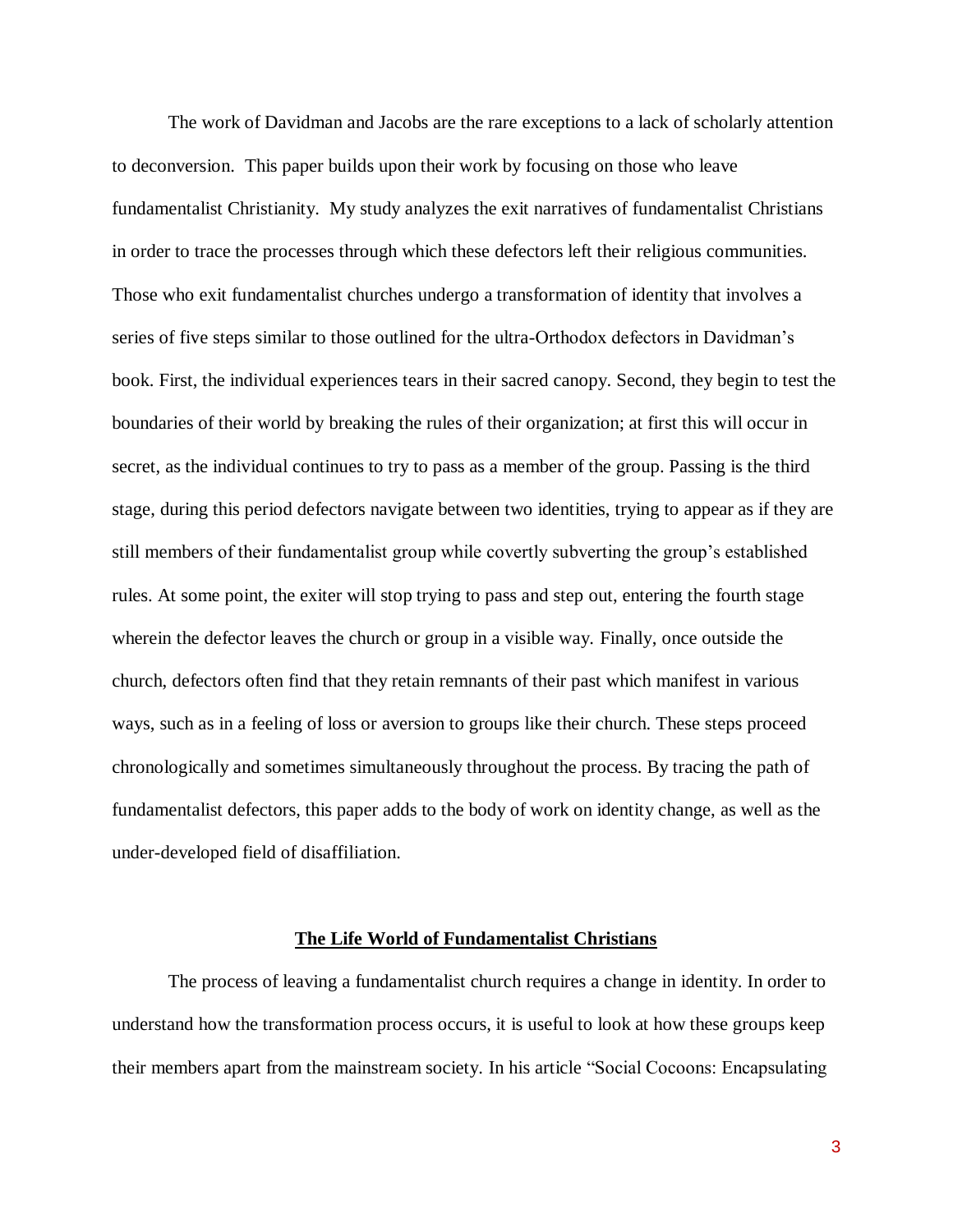The work of Davidman and Jacobs are the rare exceptions to a lack of scholarly attention to deconversion. This paper builds upon their work by focusing on those who leave fundamentalist Christianity. My study analyzes the exit narratives of fundamentalist Christians in order to trace the processes through which these defectors left their religious communities. Those who exit fundamentalist churches undergo a transformation of identity that involves a series of five steps similar to those outlined for the ultra-Orthodox defectors in Davidman's book. First, the individual experiences tears in their sacred canopy. Second, they begin to test the boundaries of their world by breaking the rules of their organization; at first this will occur in secret, as the individual continues to try to pass as a member of the group. Passing is the third stage, during this period defectors navigate between two identities, trying to appear as if they are still members of their fundamentalist group while covertly subverting the group's established rules. At some point, the exiter will stop trying to pass and step out, entering the fourth stage wherein the defector leaves the church or group in a visible way. Finally, once outside the church, defectors often find that they retain remnants of their past which manifest in various ways, such as in a feeling of loss or aversion to groups like their church. These steps proceed chronologically and sometimes simultaneously throughout the process. By tracing the path of fundamentalist defectors, this paper adds to the body of work on identity change, as well as the under-developed field of disaffiliation.

## The Life World of Fundamentalist Christians

The process of leaving a fundamentalist church requires a change in identity. In order to understand how the transformation process occurs, it is useful to look at how these groups keep their members apart from the mainstream society. In his article "Social Cocoons: Encapsulating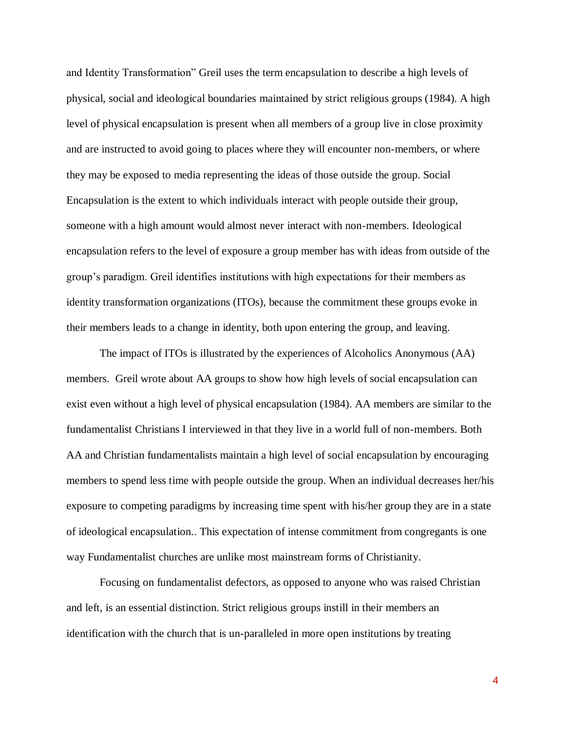and Identity Transformation" Greil uses the term encapsulation to describe a high levels of physical, social and ideological boundaries maintained by strict religious groups (1984). A high level of physical encapsulation is present when all members of a group live in close proximity and are instructed to avoid going to places where they will encounter non-members, or where they may be exposed to media representing the ideas of those outside the group. Social Encapsulation is the extent to which individuals interact with people outside their group, someone with a high amount would almost never interact with non-members. Ideological encapsulation refers to the level of exposure a group member has with ideas from outside of the group's paradigm. Greil identifies institutions with high expectations for their members as identity transformation organizations (ITOs), because the commitment these groups evoke in their members leads to a change in identity, both upon entering the group, and leaving.

The impact of ITOs is illustrated by the experiences of Alcoholics Anonymous (AA) members. Greil wrote about AA groups to show how high levels of social encapsulation can exist even without a high level of physical encapsulation (1984). AA members are similar to the fundamentalist Christians I interviewed in that they live in a world full of non-members. Both AA and Christian fundamentalists maintain a high level of social encapsulation by encouraging members to spend less time with people outside the group. When an individual decreases her/his exposure to competing paradigms by increasing time spent with his/her group they are in a state of ideological encapsulation.. This expectation of intense commitment from congregants is one way Fundamentalist churches are unlike most mainstream forms of Christianity.

Focusing on fundamentalist defectors, as opposed to anyone who was raised Christian and left, is an essential distinction. Strict religious groups instill in their members an identification with the church that is un-paralleled in more open institutions by treating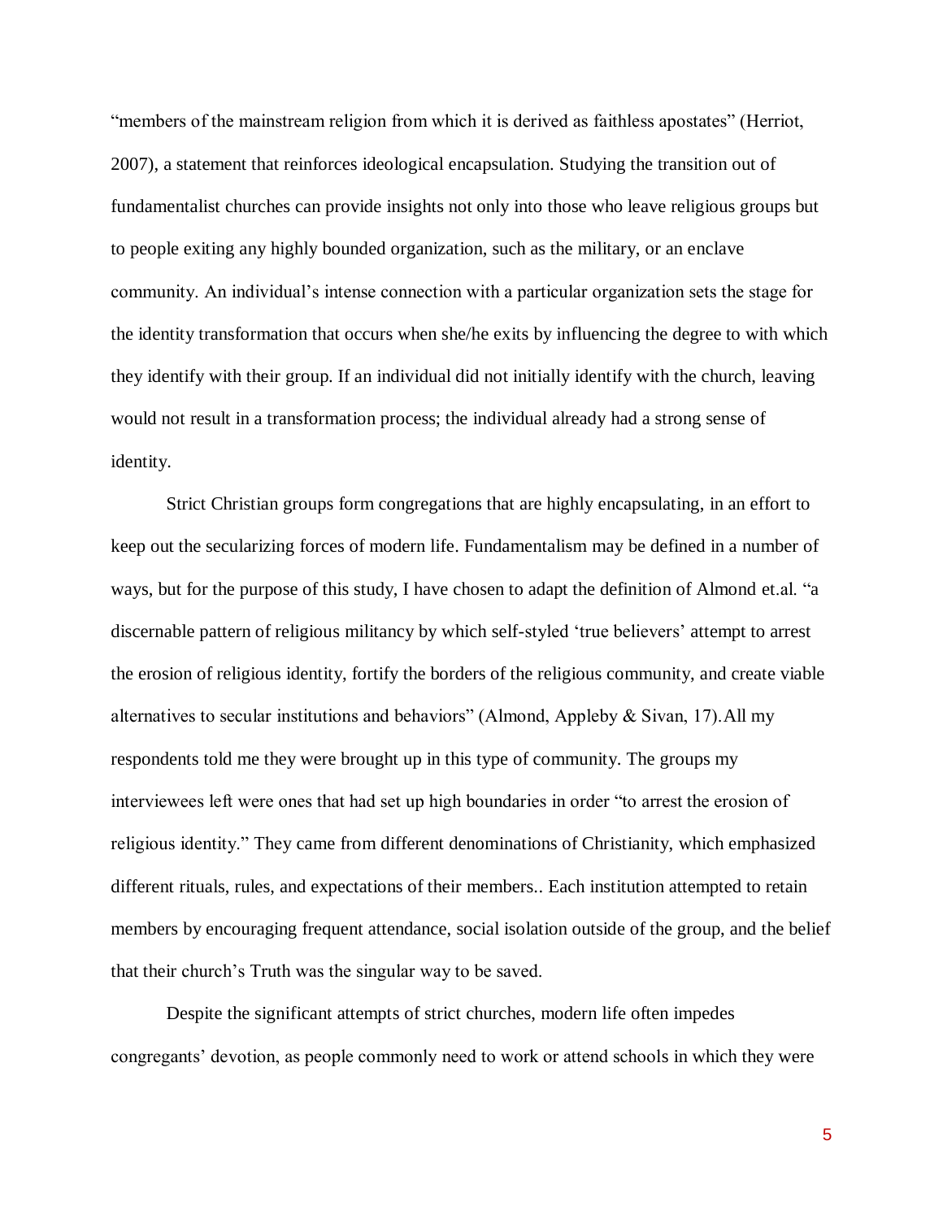"members of the mainstream religion from which it is derived as faithless apostates" (Herriot, 2007), a statement that reinforces ideological encapsulation. Studying the transition out of fundamentalist churches can provide insights not only into those who leave religious groups but to people exiting any highly bounded organization, such as the military, or an enclave community. An individual's intense connection with a particular organization sets the stage for the identity transformation that occurs when she/he exits by influencing the degree to with which they identify with their group. If an individual did not initially identify with the church, leaving would not result in a transformation process; the individual already had a strong sense of identity.

Strict Christian groups form congregations that are highly encapsulating, in an effort to keep out the secularizing forces of modern life. Fundamentalism may be defined in a number of ways, but for the purpose of this study, I have chosen to adapt the definition of Almond et.al. "a discernable pattern of religious militancy by which self-styled 'true believers' attempt to arrest the erosion of religious identity, fortify the borders of the religious community, and create viable alternatives to secular institutions and behaviors" (Almond, Appleby & Sivan, 17).All my respondents told me they were brought up in this type of community. The groups my interviewees left were ones that had set up high boundaries in order "to arrest the erosion of religious identity." They came from different denominations of Christianity, which emphasized different rituals, rules, and expectations of their members.. Each institution attempted to retain members by encouraging frequent attendance, social isolation outside of the group, and the belief that their church's Truth was the singular way to be saved.

Despite the significant attempts of strict churches, modern life often impedes congregants' devotion, as people commonly need to work or attend schools in which they were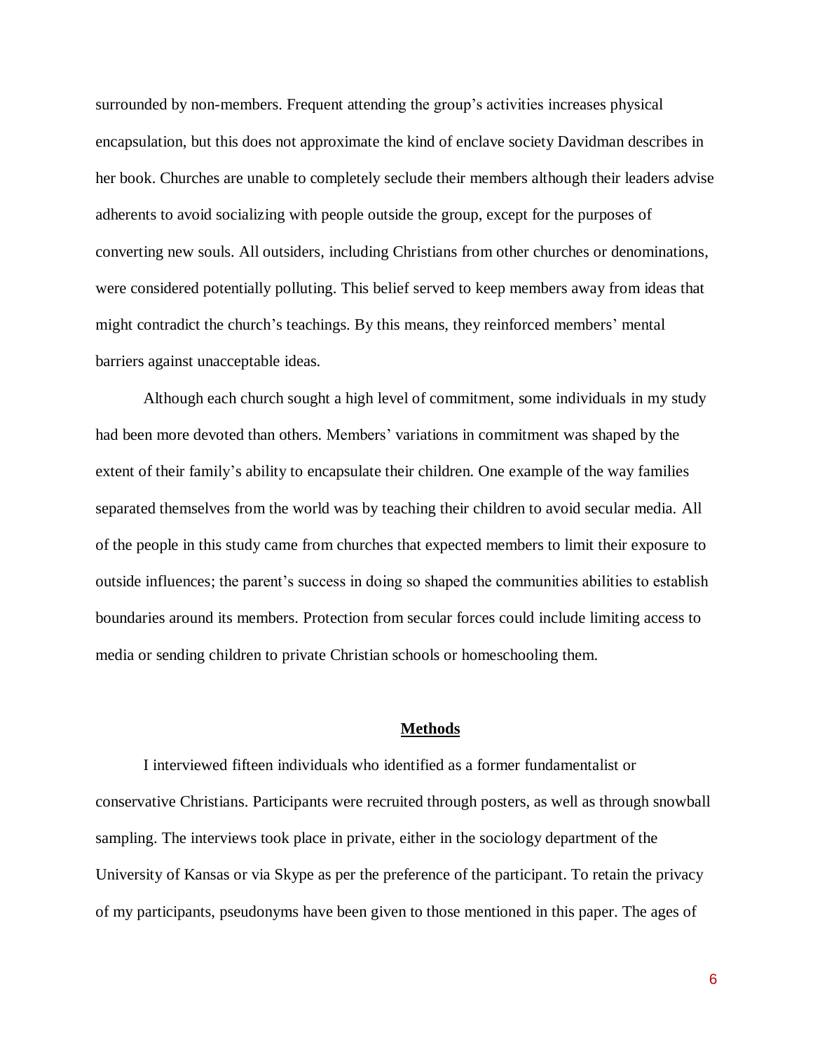surrounded by non-members. Frequent attending the group's activities increases physical encapsulation, but this does not approximate the kind of enclave society Davidman describes in her book. Churches are unable to completely seclude their members although their leaders advise adherents to avoid socializing with people outside the group, except for the purposes of converting new souls. All outsiders, including Christians from other churches or denominations, were considered potentially polluting. This belief served to keep members away from ideas that might contradict the church's teachings. By this means, they reinforced members' mental barriers against unacceptable ideas.

Although each church sought a high level of commitment, some individuals in my study had been more devoted than others. Members' variations in commitment was shaped by the extent of their family's ability to encapsulate their children. One example of the way families separated themselves from the world was by teaching their children to avoid secular media. All of the people in this study came from churches that expected members to limit their exposure to outside influences; the parent's success in doing so shaped the communities abilities to establish boundaries around its members. Protection from secular forces could include limiting access to media or sending children to private Christian schools or homeschooling them.

## **Methods**

I interviewed fifteen individuals who identified as a former fundamentalist or conservative Christians. Participants were recruited through posters, as well as through snowball sampling. The interviews took place in private, either in the sociology department of the University of Kansas or via Skype as per the preference of the participant. To retain the privacy of my participants, pseudonyms have been given to those mentioned in this paper. The ages of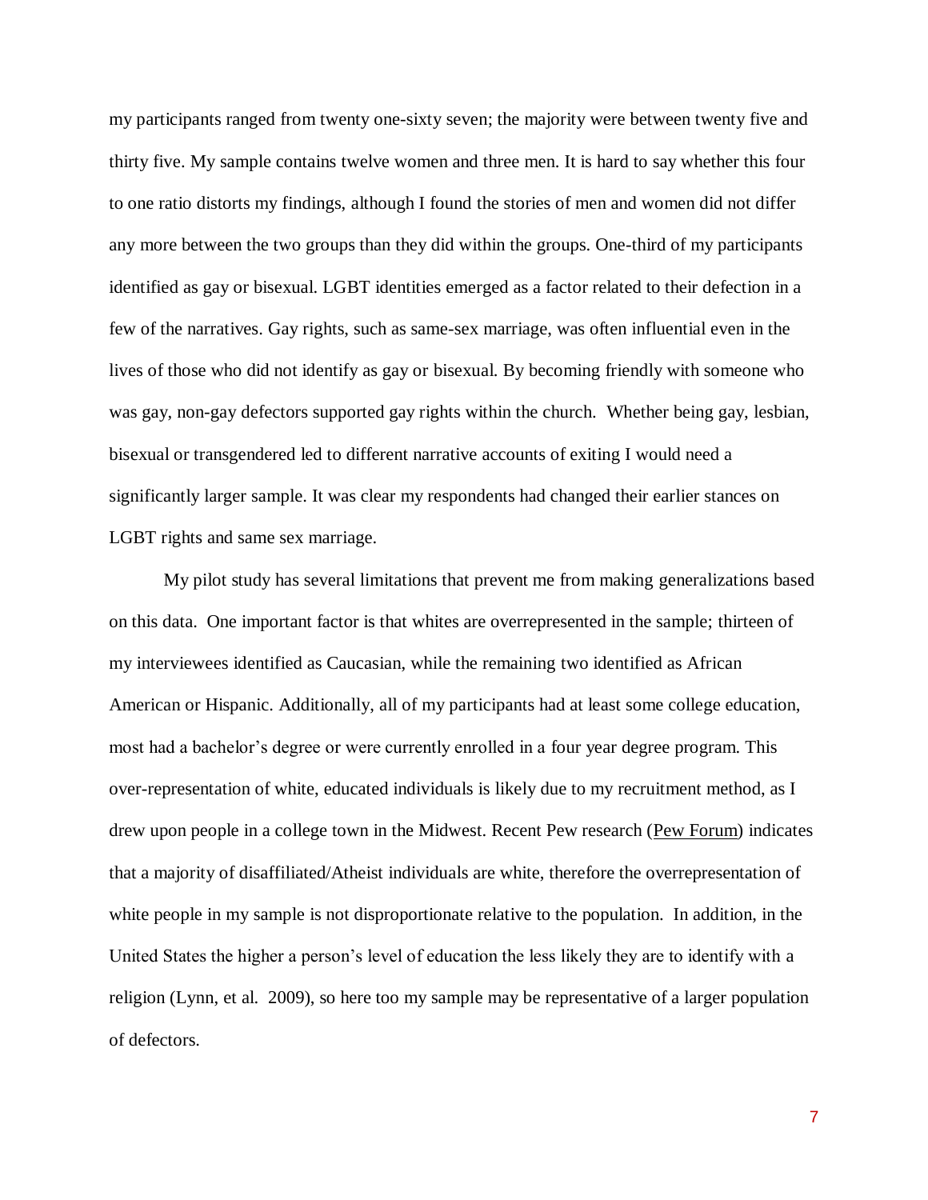my participants ranged from twenty one-sixty seven; the majority were between twenty five and thirty five. My sample contains twelve women and three men. It is hard to say whether this four to one ratio distorts my findings, although I found the stories of men and women did not differ any more between the two groups than they did within the groups. One-third of my participants identified as gay or bisexual. LGBT identities emerged as a factor related to their defection in a few of the narratives. Gay rights, such as same-sex marriage, was often influential even in the lives of those who did not identify as gay or bisexual. By becoming friendly with someone who was gay, non-gay defectors supported gay rights within the church. Whether being gay, lesbian, bisexual or transgendered led to different narrative accounts of exiting I would need a significantly larger sample. It was clear my respondents had changed their earlier stances on LGBT rights and same sex marriage.

My pilot study has several limitations that prevent me from making generalizations based on this data. One important factor is that whites are overrepresented in the sample; thirteen of my interviewees identified as Caucasian, while the remaining two identified as African American or Hispanic. Additionally, all of my participants had at least some college education, most had a bachelor's degree or were currently enrolled in a four year degree program. This over-representation of white, educated individuals is likely due to my recruitment method, as I drew upon people in a college town in the Midwest. Recent Pew research (Pew Forum) indicates that a majority of disaffiliated/Atheist individuals are white, therefore the overrepresentation of white people in my sample is not disproportionate relative to the population. In addition, in the United States the higher a person's level of education the less likely they are to identify with a religion (Lynn, et al. 2009), so here too my sample may be representative of a larger population of defectors.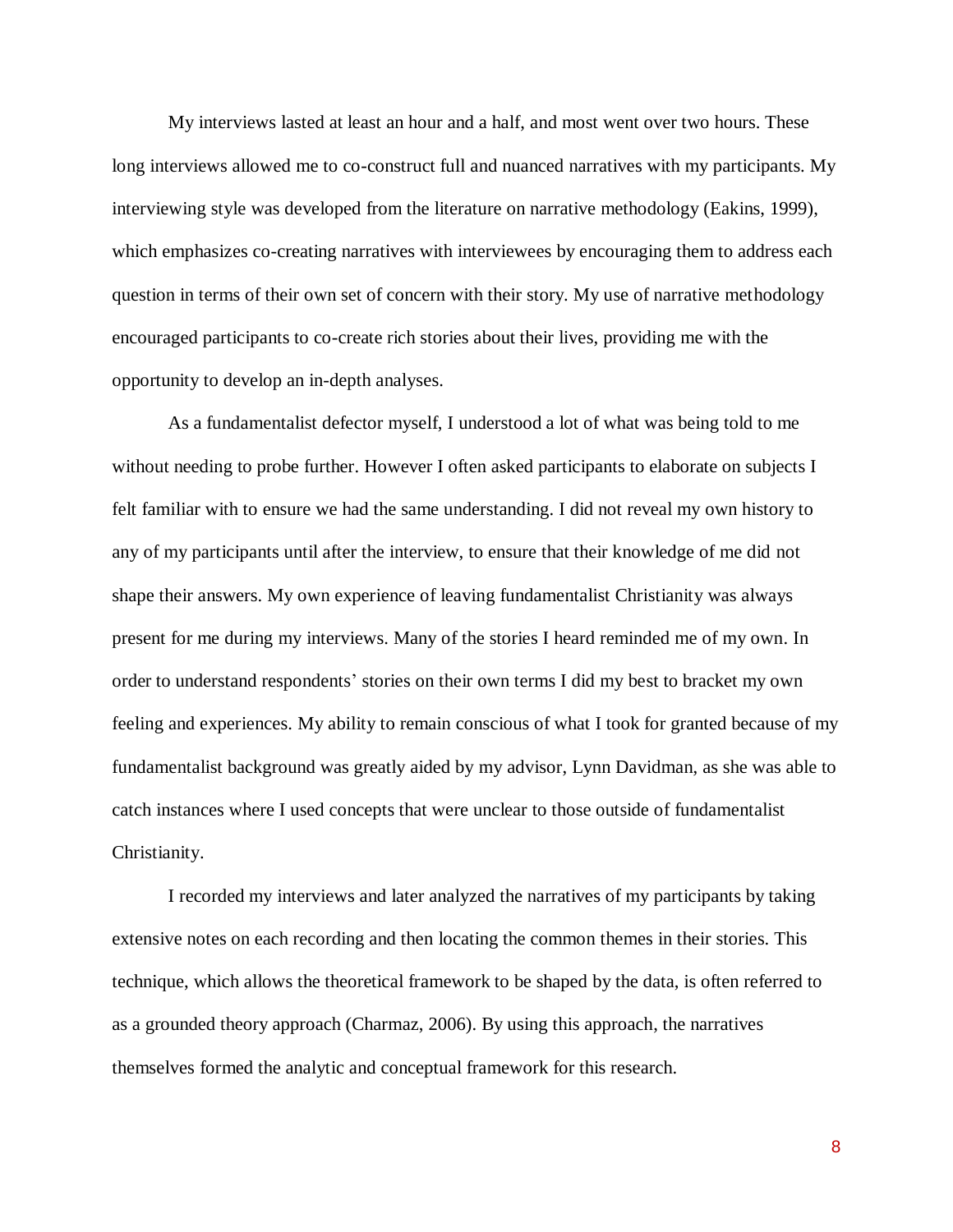My interviews lasted at least an hour and a half, and most went over two hours. These long interviews allowed me to co-construct full and nuanced narratives with my participants. My interviewing style was developed from the literature on narrative methodology (Eakins, 1999), which emphasizes co-creating narratives with interviewees by encouraging them to address each question in terms of their own set of concern with their story. My use of narrative methodology encouraged participants to co-create rich stories about their lives, providing me with the opportunity to develop an in-depth analyses.

As a fundamentalist defector myself, I understood a lot of what was being told to me without needing to probe further. However I often asked participants to elaborate on subjects I felt familiar with to ensure we had the same understanding. I did not reveal my own history to any of my participants until after the interview, to ensure that their knowledge of me did not shape their answers. My own experience of leaving fundamentalist Christianity was always present for me during my interviews. Many of the stories I heard reminded me of my own. In order to understand respondents' stories on their own terms I did my best to bracket my own feeling and experiences. My ability to remain conscious of what I took for granted because of my fundamentalist background was greatly aided by my advisor, Lynn Davidman, as she was able to catch instances where I used concepts that were unclear to those outside of fundamentalist Christianity.

I recorded my interviews and later analyzed the narratives of my participants by taking extensive notes on each recording and then locating the common themes in their stories. This technique, which allows the theoretical framework to be shaped by the data, is often referred to as a grounded theory approach (Charmaz, 2006). By using this approach, the narratives themselves formed the analytic and conceptual framework for this research.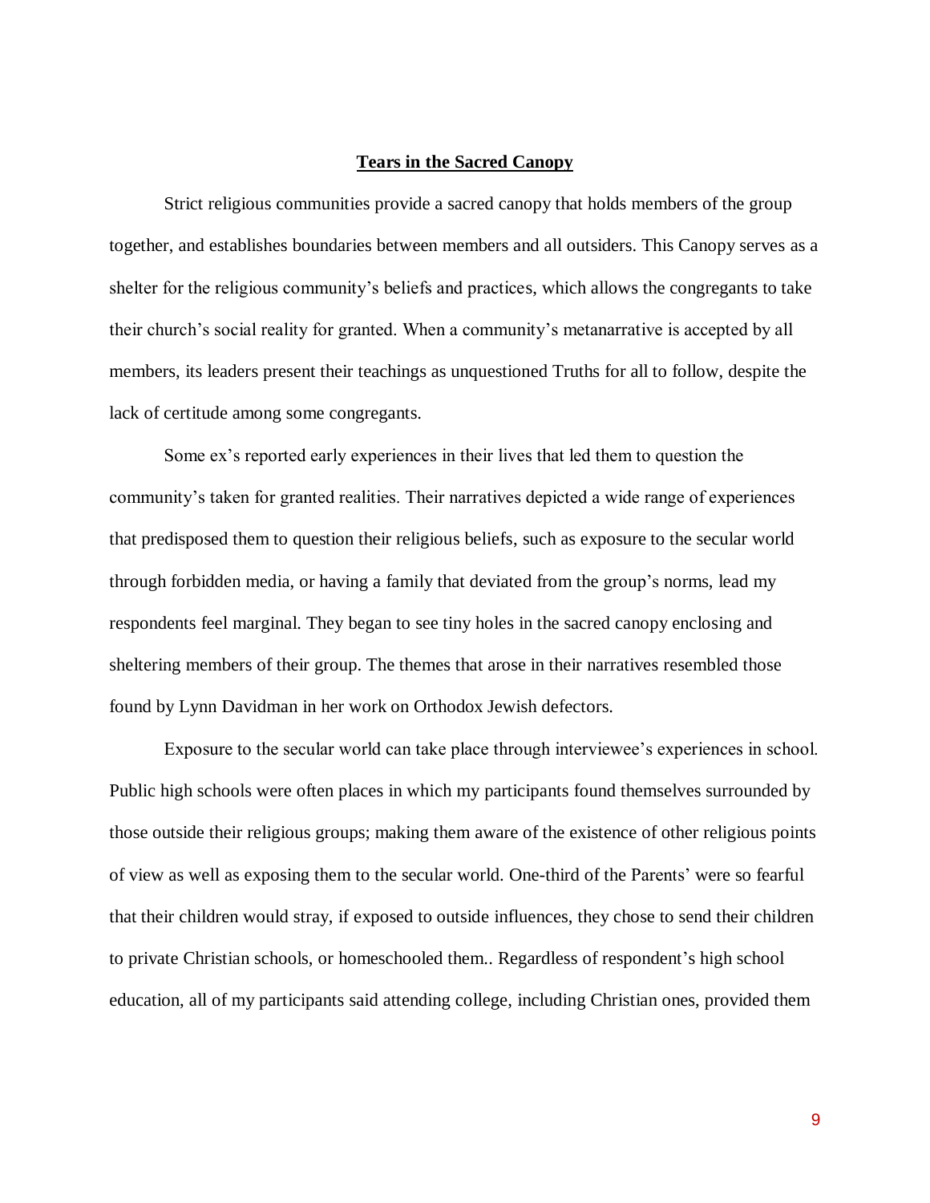## Tears in the Sacred Canopy

Strict religious communities provide a sacred canopy that holds members of the group together, and establishes boundaries between members and all outsiders. This Canopy serves as a shelter for the religious community's beliefs and practices, which allows the congregants to take their church's social reality for granted. When a community's metanarrative is accepted by all members, its leaders present their teachings as unquestioned Truths for all to follow, despite the lack of certitude among some congregants.

Some ex's reported early experiences in their lives that led them to question the community's taken for granted realities. Their narratives depicted a wide range of experiences that predisposed them to question their religious beliefs, such as exposure to the secular world through forbidden media, or having a family that deviated from the group's norms, lead my respondents feel marginal. They began to see tiny holes in the sacred canopy enclosing and sheltering members of their group. The themes that arose in their narratives resembled those found by Lynn Davidman in her work on Orthodox Jewish defectors.

Exposure to the secular world can take place through interviewee's experiences in school. Public high schools were often places in which my participants found themselves surrounded by those outside their religious groups; making them aware of the existence of other religious points of view as well as exposing them to the secular world. One-third of the Parents' were so fearful that their children would stray, if exposed to outside influences, they chose to send their children to private Christian schools, or homeschooled them.. Regardless of respondent's high school education, all of my participants said attending college, including Christian ones, provided them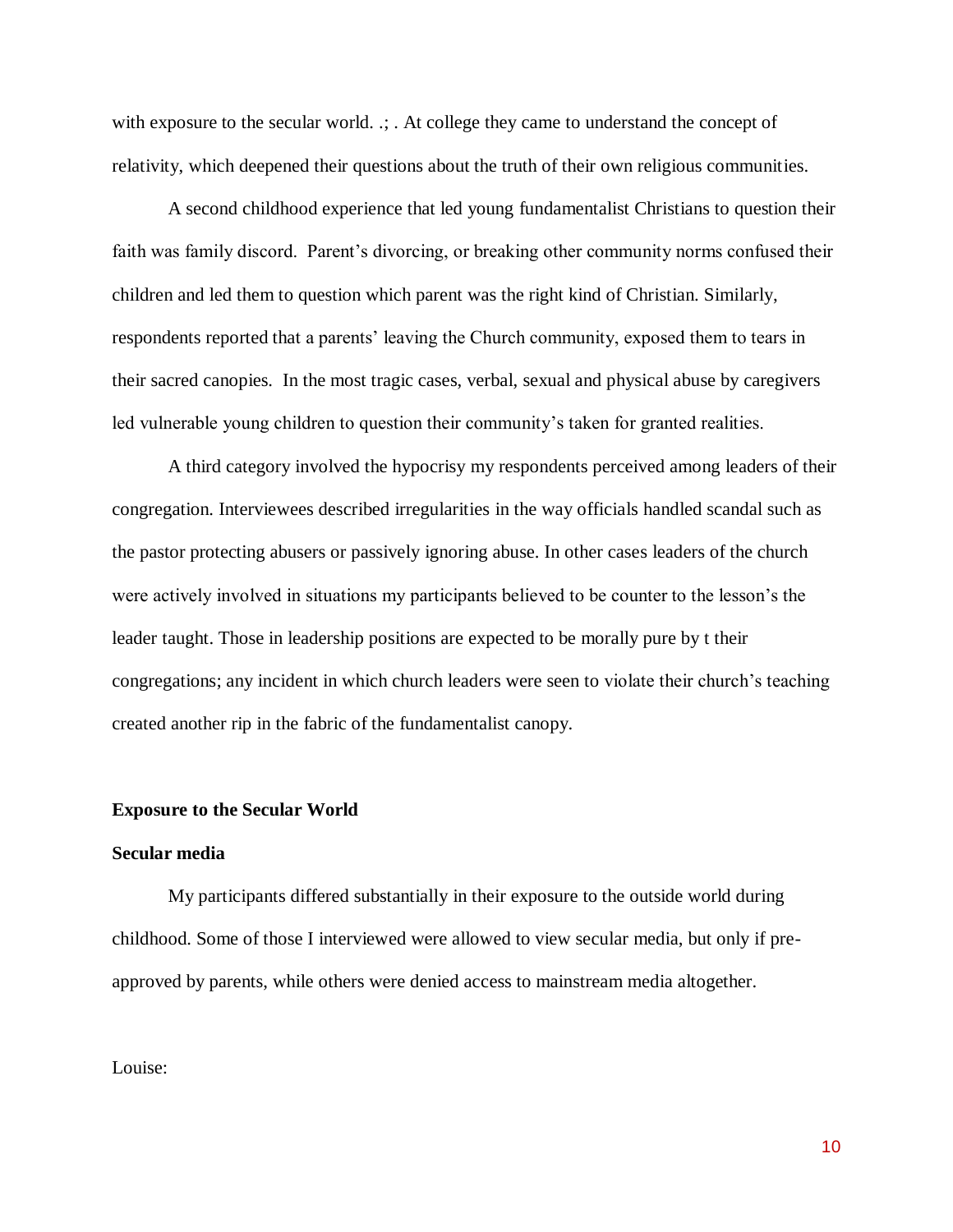with exposure to the secular world. .; . At college they came to understand the concept of relativity, which deepened their questions about the truth of their own religious communities.

A second childhood experience that led young fundamentalist Christians to question their faith was family discord. Parent's divorcing, or breaking other community norms confused their children and led them to question which parent was the right kind of Christian. Similarly, respondents reported that a parents' leaving the Church community, exposed them to tears in their sacred canopies. In the most tragic cases, verbal, sexual and physical abuse by caregivers led vulnerable young children to question their community's taken for granted realities.

A third category involved the hypocrisy my respondents perceived among leaders of their congregation. Interviewees described irregularities in the way officials handled scandal such as the pastor protecting abusers or passively ignoring abuse. In other cases leaders of the church were actively involved in situations my participants believed to be counter to the lesson's the leader taught. Those in leadership positions are expected to be morally pure by t their congregations; any incident in which church leaders were seen to violate their church's teaching created another rip in the fabric of the fundamentalist canopy.

**Exposure to the Secular World**

**Secular media**

My participants differed substantially in their exposure to the outside world during childhood. Some of those I interviewed were allowed to view secular media, but only if pre-approved by parents, while others were denied access to mainstream media altogether.

Louise: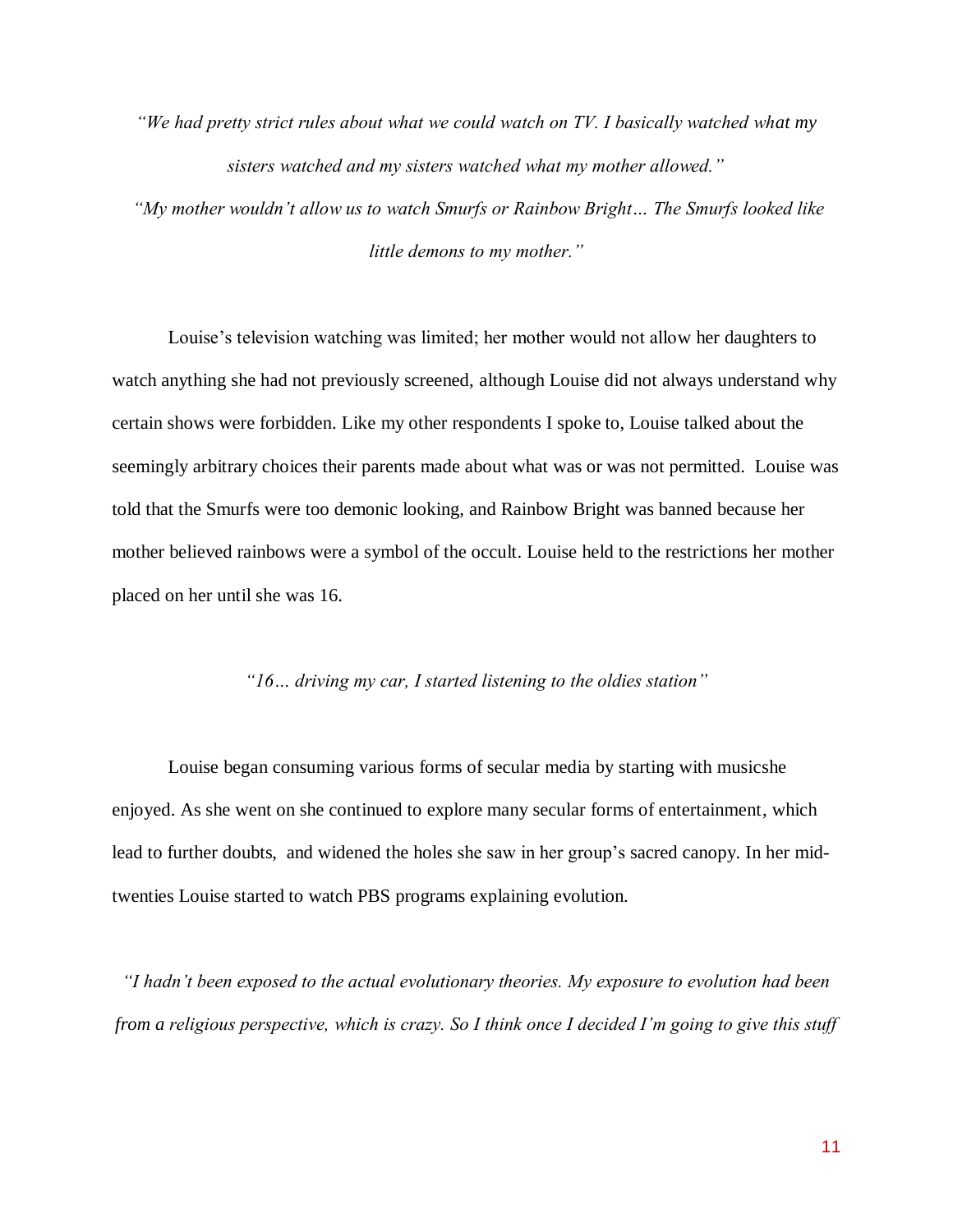*"We had pretty strict rules about what we could watch on TV. I basically watched what my sisters watched and my sisters watched what my mother allowed."*

*"My mother wouldn't allow us to watch Smurfs or Rainbow Bright… The Smurfs looked like little demons to my mother."*

Louise's television watching was limited; her mother would not allow her daughters to watch anything she had not previously screened, although Louise did not always understand why certain shows were forbidden. Like my other respondents I spoke to, Louise talked about the seemingly arbitrary choices their parents made about what was or was not permitted. Louise was told that the Smurfs were too demonic looking, and Rainbow Bright was banned because her mother believed rainbows were a symbol of the occult. Louise held to the restrictions her mother placed on her until she was 16.

*"16… driving my car, I started listening to the oldies station"*

Louise began consuming various forms of secular media by starting with musicshe enjoyed. As she went on she continued to explore many secular forms of entertainment, which lead to further doubts, and widened the holes she saw in her group's sacred canopy. In her mid-twenties Louise started to watch PBS programs explaining evolution.

*"I hadn't been exposed to the actual evolutionary theories. My exposure to evolution had been from a religious perspective, which is crazy. So I think once I decided I'm going to give this stuff*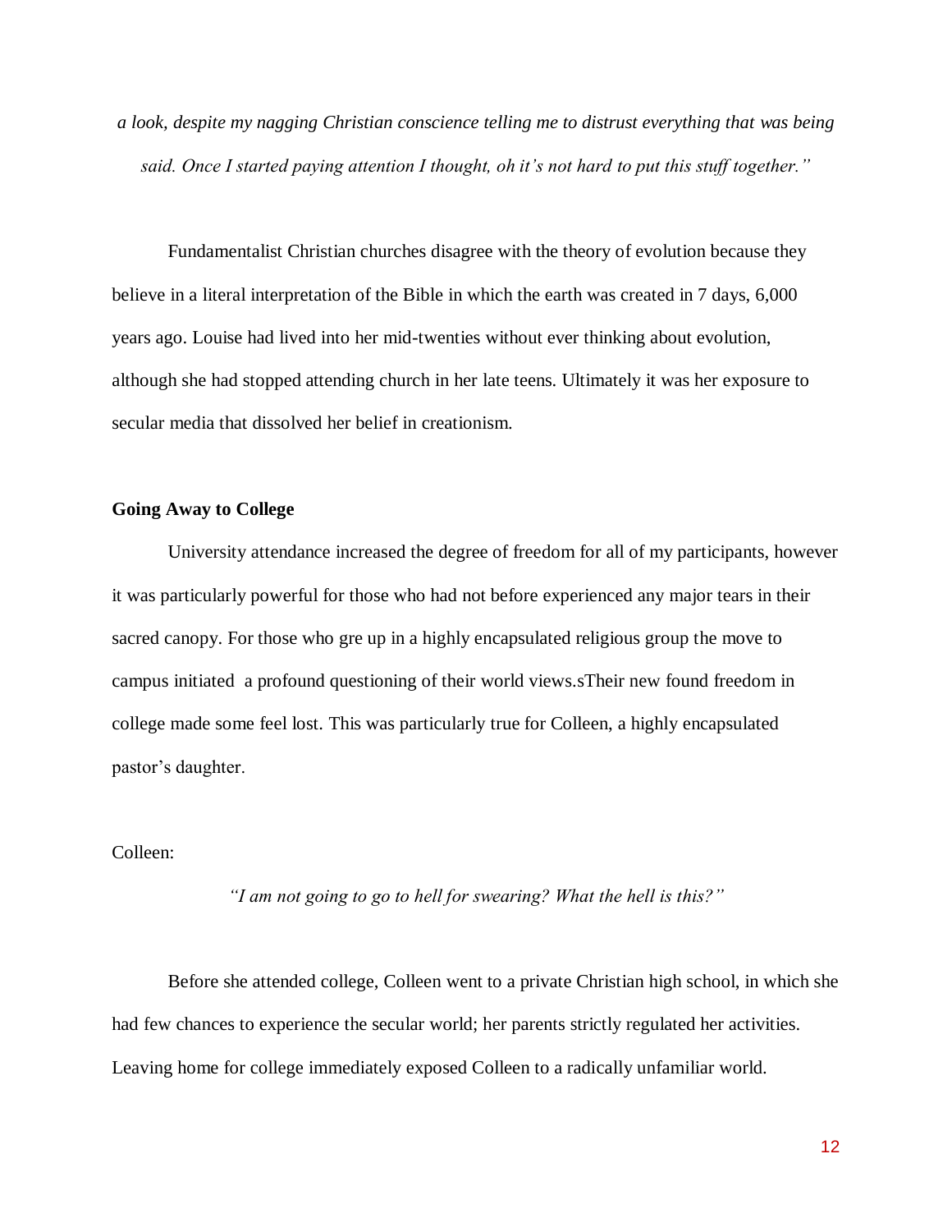*a look, despite my nagging Christian conscience telling me to distrust everything that was being said. Once I started paying attention I thought, oh it's not hard to put this stuff together."*

Fundamentalist Christian churches disagree with the theory of evolution because they believe in a literal interpretation of the Bible in which the earth was created in 7 days, 6,000 years ago. Louise had lived into her mid-twenties without ever thinking about evolution, although she had stopped attending church in her late teens. Ultimately it was her exposure to secular media that dissolved her belief in creationism.

**Going Away to College**

University attendance increased the degree of freedom for all of my participants, however it was particularly powerful for those who had not before experienced any major tears in their sacred canopy. For those who gre up in a highly encapsulated religious group the move to campus initiated a profound questioning of their world views.sTheir new found freedom in college made some feel lost. This was particularly true for Colleen, a highly encapsulated pastor's daughter.

Colleen:

*"I am not going to go to hell for swearing? What the hell is this?"*

Before she attended college, Colleen went to a private Christian high school, in which she had few chances to experience the secular world; her parents strictly regulated her activities. Leaving home for college immediately exposed Colleen to a radically unfamiliar world.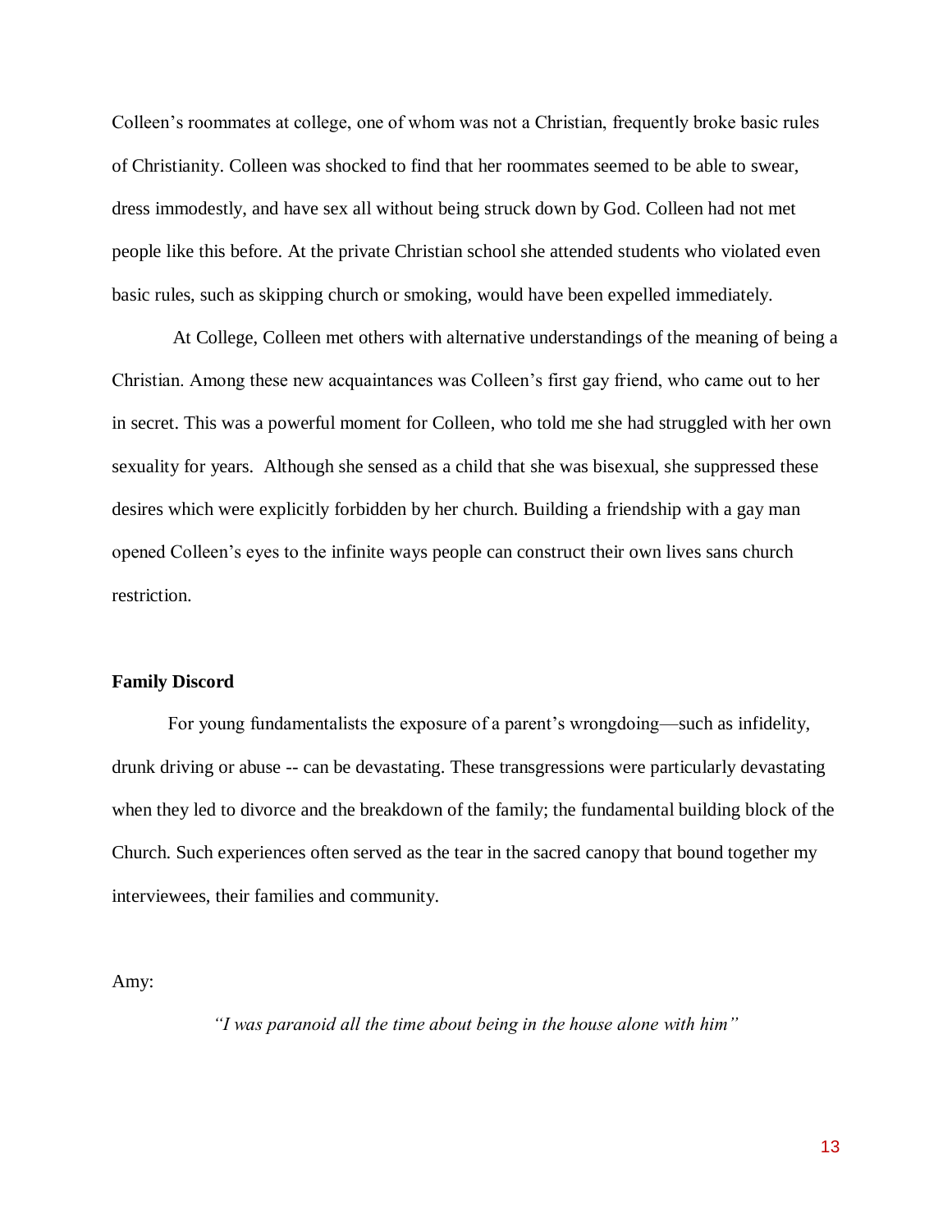Colleen's roommates at college, one of whom was not a Christian, frequently broke basic rules of Christianity. Colleen was shocked to find that her roommates seemed to be able to swear, dress immodestly, and have sex all without being struck down by God. Colleen had not met people like this before. At the private Christian school she attended students who violated even basic rules, such as skipping church or smoking, would have been expelled immediately.

At College, Colleen met others with alternative understandings of the meaning of being a Christian. Among these new acquaintances was Colleen's first gay friend, who came out to her in secret. This was a powerful moment for Colleen, who told me she had struggled with her own sexuality for years. Although she sensed as a child that she was bisexual, she suppressed these desires which were explicitly forbidden by her church. Building a friendship with a gay man opened Colleen's eyes to the infinite ways people can construct their own lives sans church restriction.

**Family Discord**

For young fundamentalists the exposure of a parent's wrongdoing—such as infidelity, drunk driving or abuse -- can be devastating. These transgressions were particularly devastating when they led to divorce and the breakdown of the family; the fundamental building block of the Church. Such experiences often served as the tear in the sacred canopy that bound together my interviewees, their families and community.

Amy:

*"I was paranoid all the time about being in the house alone with him"*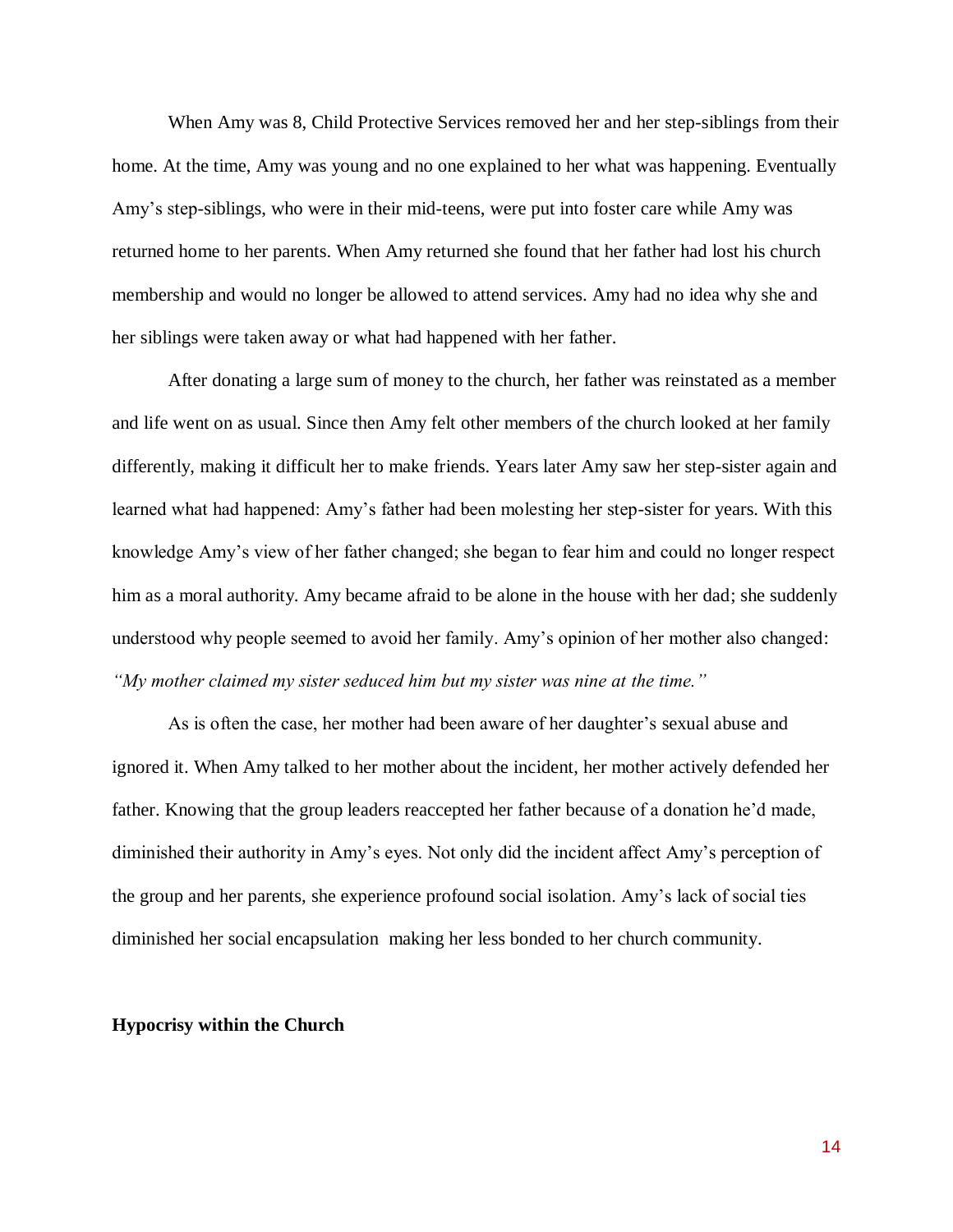When Amy was 8, Child Protective Services removed her and her step-siblings from their home. At the time, Amy was young and no one explained to her what was happening. Eventually Amy's step-siblings, who were in their mid-teens, were put into foster care while Amy was returned home to her parents. When Amy returned she found that her father had lost his church membership and would no longer be allowed to attend services. Amy had no idea why she and her siblings were taken away or what had happened with her father.

After donating a large sum of money to the church, her father was reinstated as a member and life went on as usual. Since then Amy felt other members of the church looked at her family differently, making it difficult her to make friends. Years later Amy saw her step-sister again and learned what had happened: Amy's father had been molesting her step-sister for years. With this knowledge Amy's view of her father changed; she began to fear him and could no longer respect him as a moral authority. Amy became afraid to be alone in the house with her dad; she suddenly understood why people seemed to avoid her family. Amy's opinion of her mother also changed: *"My mother claimed my sister seduced him but my sister was nine at the time."*

As is often the case, her mother had been aware of her daughter's sexual abuse and ignored it. When Amy talked to her mother about the incident, her mother actively defended her father. Knowing that the group leaders reaccepted her father because of a donation he'd made, diminished their authority in Amy's eyes. Not only did the incident affect Amy's perception of the group and her parents, she experience profound social isolation. Amy's lack of social ties diminished her social encapsulation  making her less bonded to her church community.

**Hypocrisy within the Church**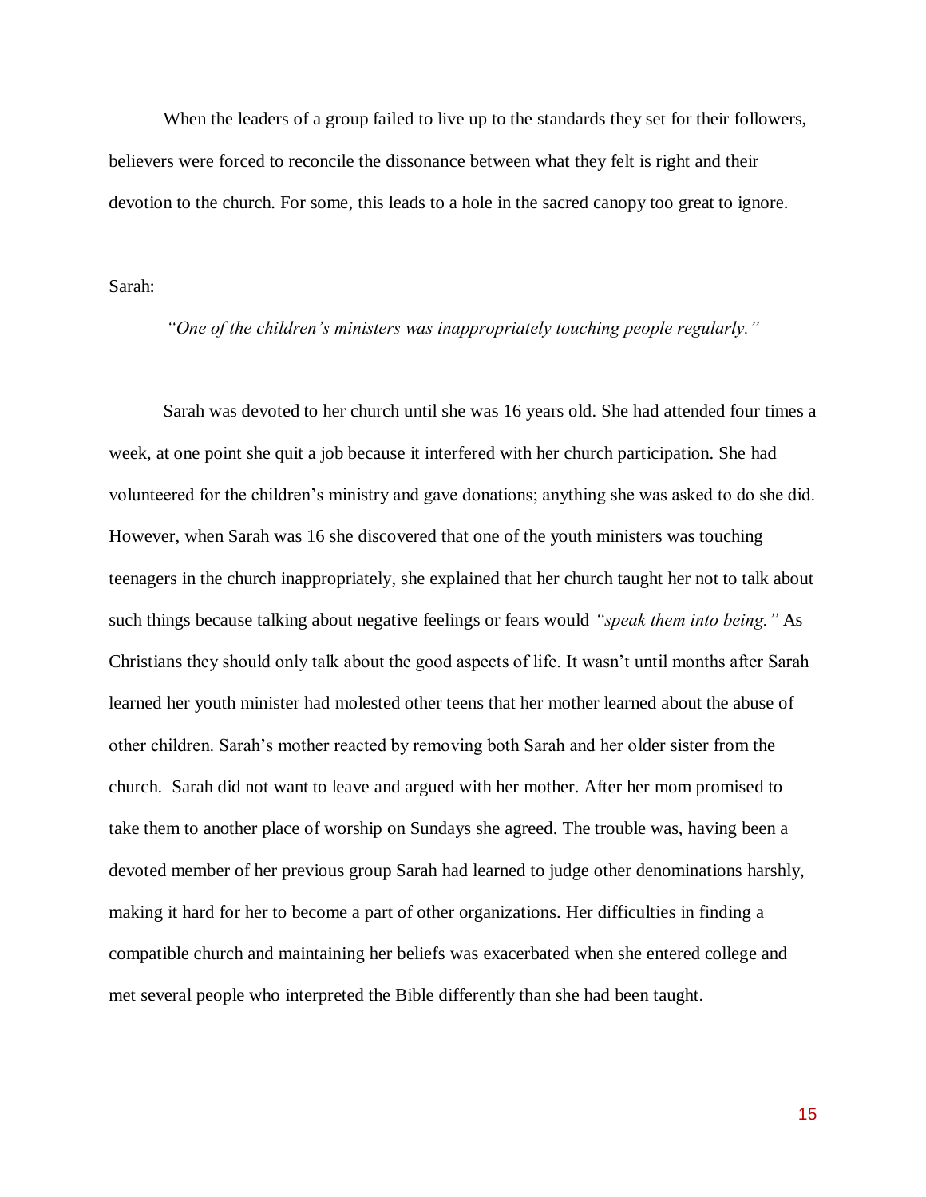When the leaders of a group failed to live up to the standards they set for their followers, believers were forced to reconcile the dissonance between what they felt is right and their devotion to the church. For some, this leads to a hole in the sacred canopy too great to ignore.

Sarah:

*"One of the children's ministers was inappropriately touching people regularly."*

Sarah was devoted to her church until she was 16 years old. She had attended four times a week, at one point she quit a job because it interfered with her church participation. She had volunteered for the children's ministry and gave donations; anything she was asked to do she did. However, when Sarah was 16 she discovered that one of the youth ministers was touching teenagers in the church inappropriately, she explained that her church taught her not to talk about such things because talking about negative feelings or fears would *"speak them into being."* As Christians they should only talk about the good aspects of life. It wasn't until months after Sarah learned her youth minister had molested other teens that her mother learned about the abuse of other children. Sarah's mother reacted by removing both Sarah and her older sister from the church. Sarah did not want to leave and argued with her mother. After her mom promised to take them to another place of worship on Sundays she agreed. The trouble was, having been a devoted member of her previous group Sarah had learned to judge other denominations harshly, making it hard for her to become a part of other organizations. Her difficulties in finding a compatible church and maintaining her beliefs was exacerbated when she entered college and met several people who interpreted the Bible differently than she had been taught.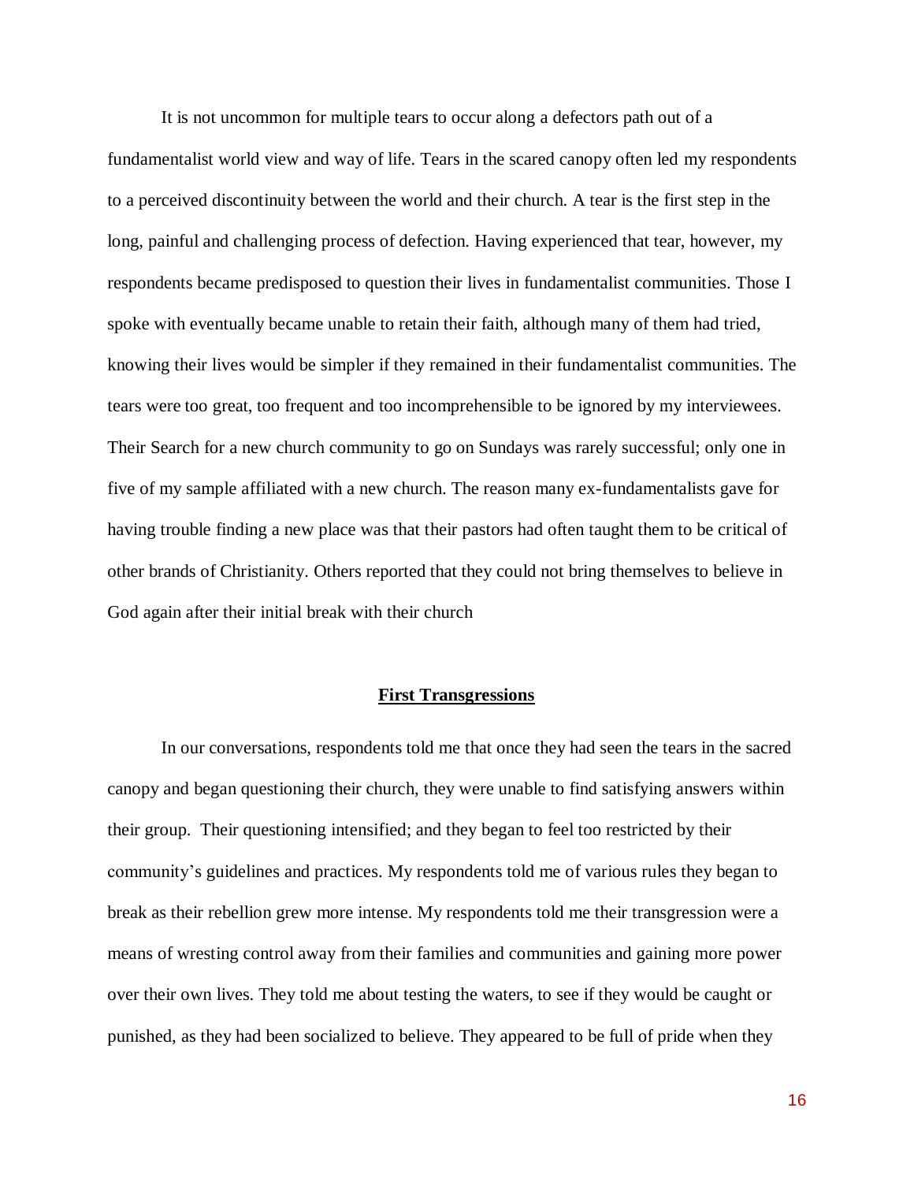It is not uncommon for multiple tears to occur along a defectors path out of a fundamentalist world view and way of life. Tears in the scared canopy often led my respondents to a perceived discontinuity between the world and their church. A tear is the first step in the long, painful and challenging process of defection. Having experienced that tear, however, my respondents became predisposed to question their lives in fundamentalist communities. Those I spoke with eventually became unable to retain their faith, although many of them had tried, knowing their lives would be simpler if they remained in their fundamentalist communities. The tears were too great, too frequent and too incomprehensible to be ignored by my interviewees. Their Search for a new church community to go on Sundays was rarely successful; only one in five of my sample affiliated with a new church. The reason many ex-fundamentalists gave for having trouble finding a new place was that their pastors had often taught them to be critical of other brands of Christianity. Others reported that they could not bring themselves to believe in God again after their initial break with their church

## First Transgressions

In our conversations, respondents told me that once they had seen the tears in the sacred canopy and began questioning their church, they were unable to find satisfying answers within their group. Their questioning intensified; and they began to feel too restricted by their community's guidelines and practices. My respondents told me of various rules they began to break as their rebellion grew more intense. My respondents told me their transgression were a means of wresting control away from their families and communities and gaining more power over their own lives. They told me about testing the waters, to see if they would be caught or punished, as they had been socialized to believe. They appeared to be full of pride when they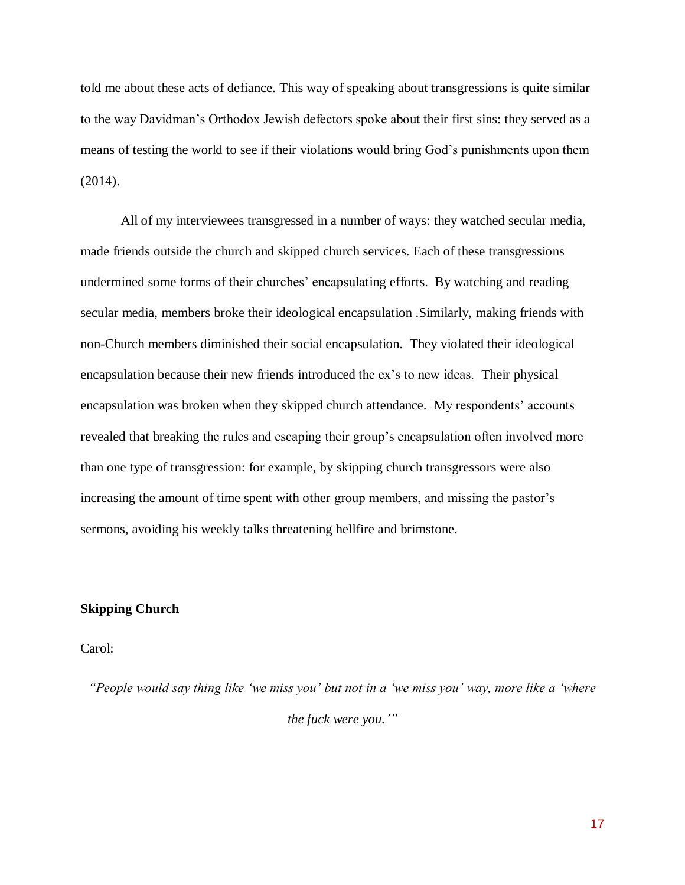told me about these acts of defiance. This way of speaking about transgressions is quite similar to the way Davidman's Orthodox Jewish defectors spoke about their first sins: they served as a means of testing the world to see if their violations would bring God's punishments upon them (2014).

All of my interviewees transgressed in a number of ways: they watched secular media, made friends outside the church and skipped church services. Each of these transgressions undermined some forms of their churches' encapsulating efforts. By watching and reading secular media, members broke their ideological encapsulation .Similarly, making friends with non-Church members diminished their social encapsulation. They violated their ideological encapsulation because their new friends introduced the ex's to new ideas. Their physical encapsulation was broken when they skipped church attendance. My respondents' accounts revealed that breaking the rules and escaping their group's encapsulation often involved more than one type of transgression: for example, by skipping church transgressors were also increasing the amount of time spent with other group members, and missing the pastor's sermons, avoiding his weekly talks threatening hellfire and brimstone.

**Skipping Church**

Carol:

*"People would say thing like 'we miss you' but not in a 'we miss you' way, more like a 'where the fuck were you.'"*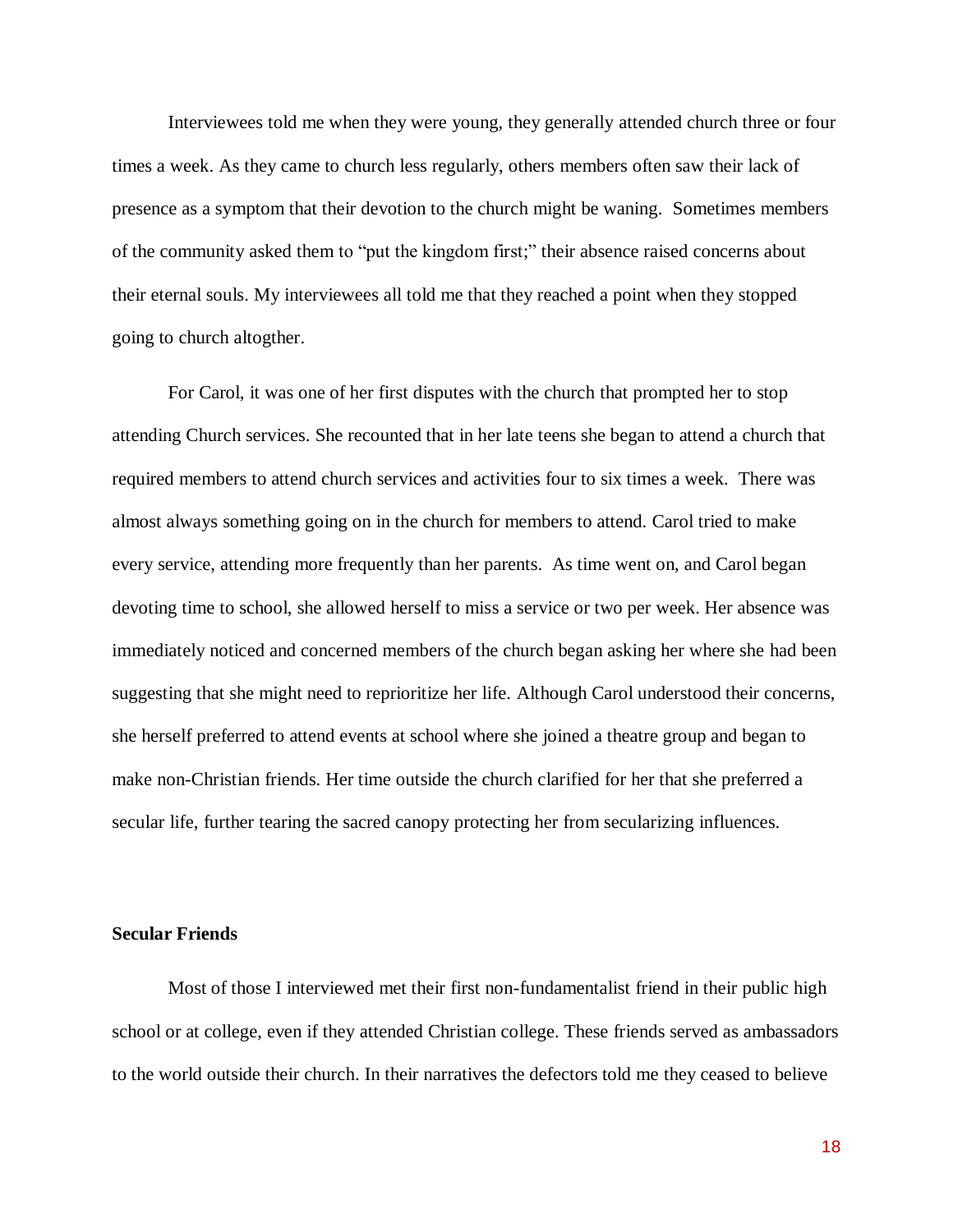Interviewees told me when they were young, they generally attended church three or four times a week. As they came to church less regularly, others members often saw their lack of presence as a symptom that their devotion to the church might be waning. Sometimes members of the community asked them to "put the kingdom first;" their absence raised concerns about their eternal souls. My interviewees all told me that they reached a point when they stopped going to church altogther.

For Carol, it was one of her first disputes with the church that prompted her to stop attending Church services. She recounted that in her late teens she began to attend a church that required members to attend church services and activities four to six times a week. There was almost always something going on in the church for members to attend. Carol tried to make every service, attending more frequently than her parents. As time went on, and Carol began devoting time to school, she allowed herself to miss a service or two per week. Her absence was immediately noticed and concerned members of the church began asking her where she had been suggesting that she might need to reprioritize her life. Although Carol understood their concerns, she herself preferred to attend events at school where she joined a theatre group and began to make non-Christian friends. Her time outside the church clarified for her that she preferred a secular life, further tearing the sacred canopy protecting her from secularizing influences.

**Secular Friends**

Most of those I interviewed met their first non-fundamentalist friend in their public high school or at college, even if they attended Christian college. These friends served as ambassadors to the world outside their church. In their narratives the defectors told me they ceased to believe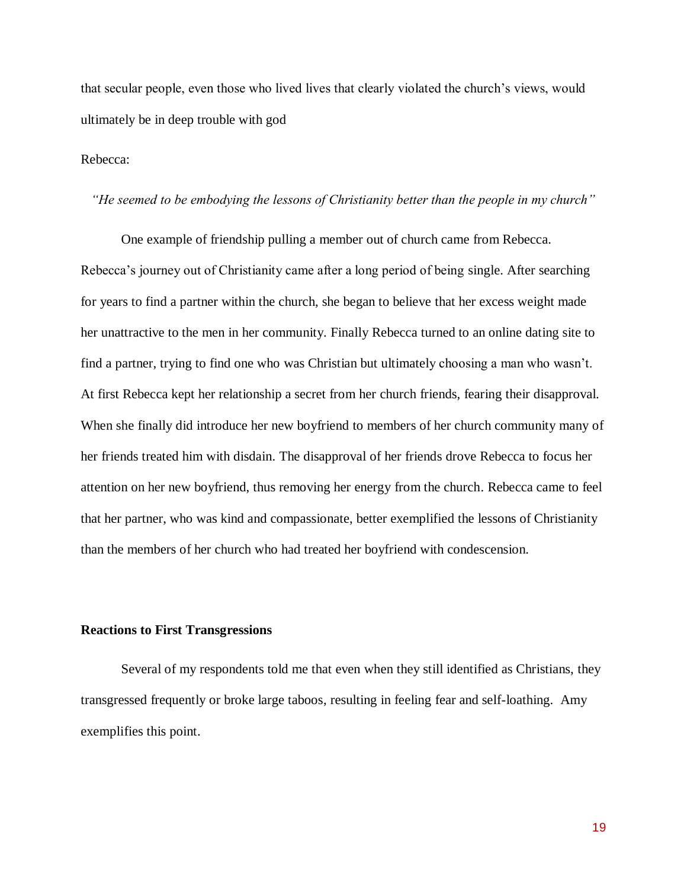that secular people, even those who lived lives that clearly violated the church's views, would ultimately be in deep trouble with god

Rebecca:

*"He seemed to be embodying the lessons of Christianity better than the people in my church"*

One example of friendship pulling a member out of church came from Rebecca. Rebecca's journey out of Christianity came after a long period of being single. After searching for years to find a partner within the church, she began to believe that her excess weight made her unattractive to the men in her community. Finally Rebecca turned to an online dating site to find a partner, trying to find one who was Christian but ultimately choosing a man who wasn't. At first Rebecca kept her relationship a secret from her church friends, fearing their disapproval. When she finally did introduce her new boyfriend to members of her church community many of her friends treated him with disdain. The disapproval of her friends drove Rebecca to focus her attention on her new boyfriend, thus removing her energy from the church. Rebecca came to feel that her partner, who was kind and compassionate, better exemplified the lessons of Christianity than the members of her church who had treated her boyfriend with condescension.

**Reactions to First Transgressions**

Several of my respondents told me that even when they still identified as Christians, they transgressed frequently or broke large taboos, resulting in feeling fear and self-loathing. Amy exemplifies this point.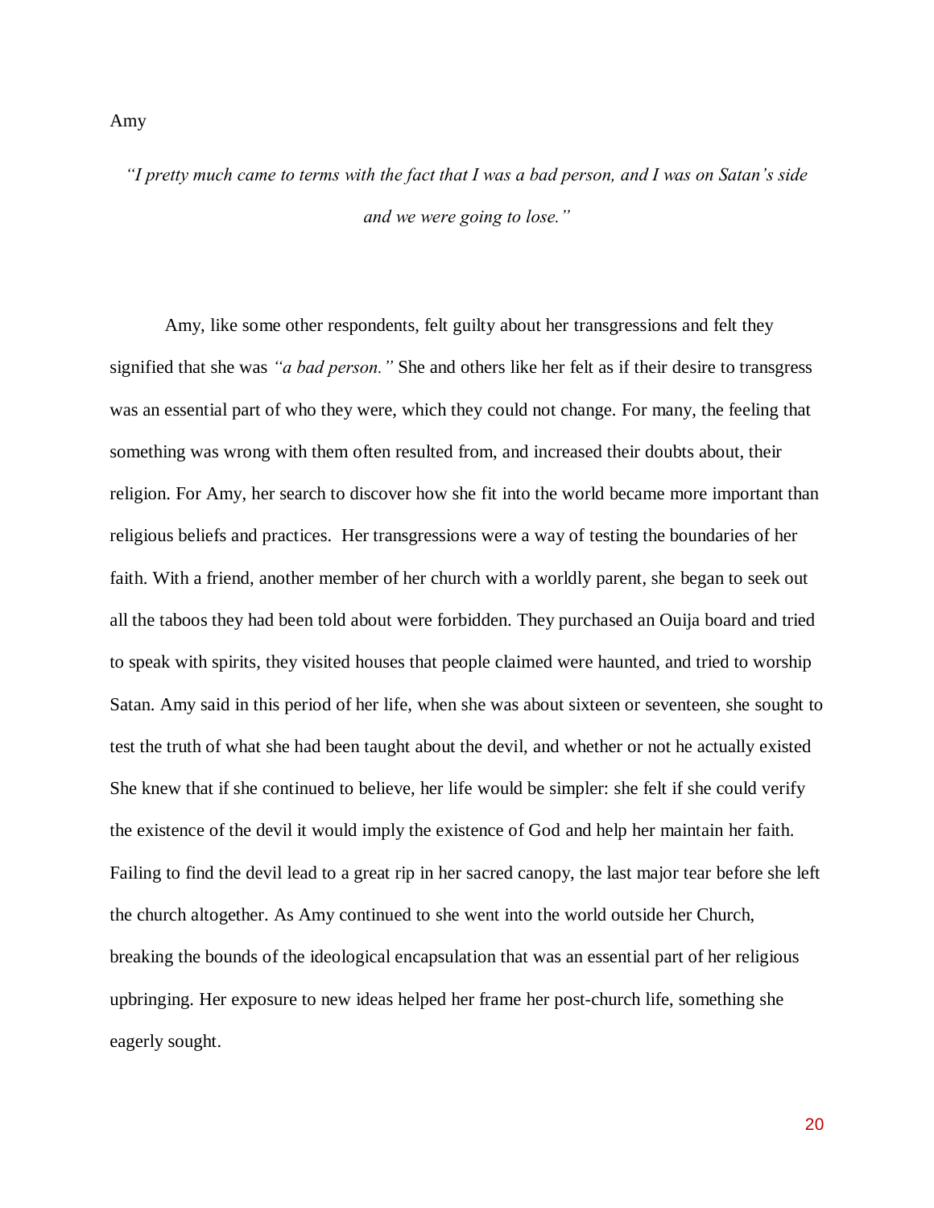Amy

*"I pretty much came to terms with the fact that I was a bad person, and I was on Satan's side and we were going to lose."*

Amy, like some other respondents, felt guilty about her transgressions and felt they signified that she was *"a bad person."* She and others like her felt as if their desire to transgress was an essential part of who they were, which they could not change. For many, the feeling that something was wrong with them often resulted from, and increased their doubts about, their religion. For Amy, her search to discover how she fit into the world became more important than religious beliefs and practices. Her transgressions were a way of testing the boundaries of her faith. With a friend, another member of her church with a worldly parent, she began to seek out all the taboos they had been told about were forbidden. They purchased an Ouija board and tried to speak with spirits, they visited houses that people claimed were haunted, and tried to worship Satan. Amy said in this period of her life, when she was about sixteen or seventeen, she sought to test the truth of what she had been taught about the devil, and whether or not he actually existed She knew that if she continued to believe, her life would be simpler: she felt if she could verify the existence of the devil it would imply the existence of God and help her maintain her faith. Failing to find the devil lead to a great rip in her sacred canopy, the last major tear before she left the church altogether. As Amy continued to she went into the world outside her Church, breaking the bounds of the ideological encapsulation that was an essential part of her religious upbringing. Her exposure to new ideas helped her frame her post-church life, something she eagerly sought.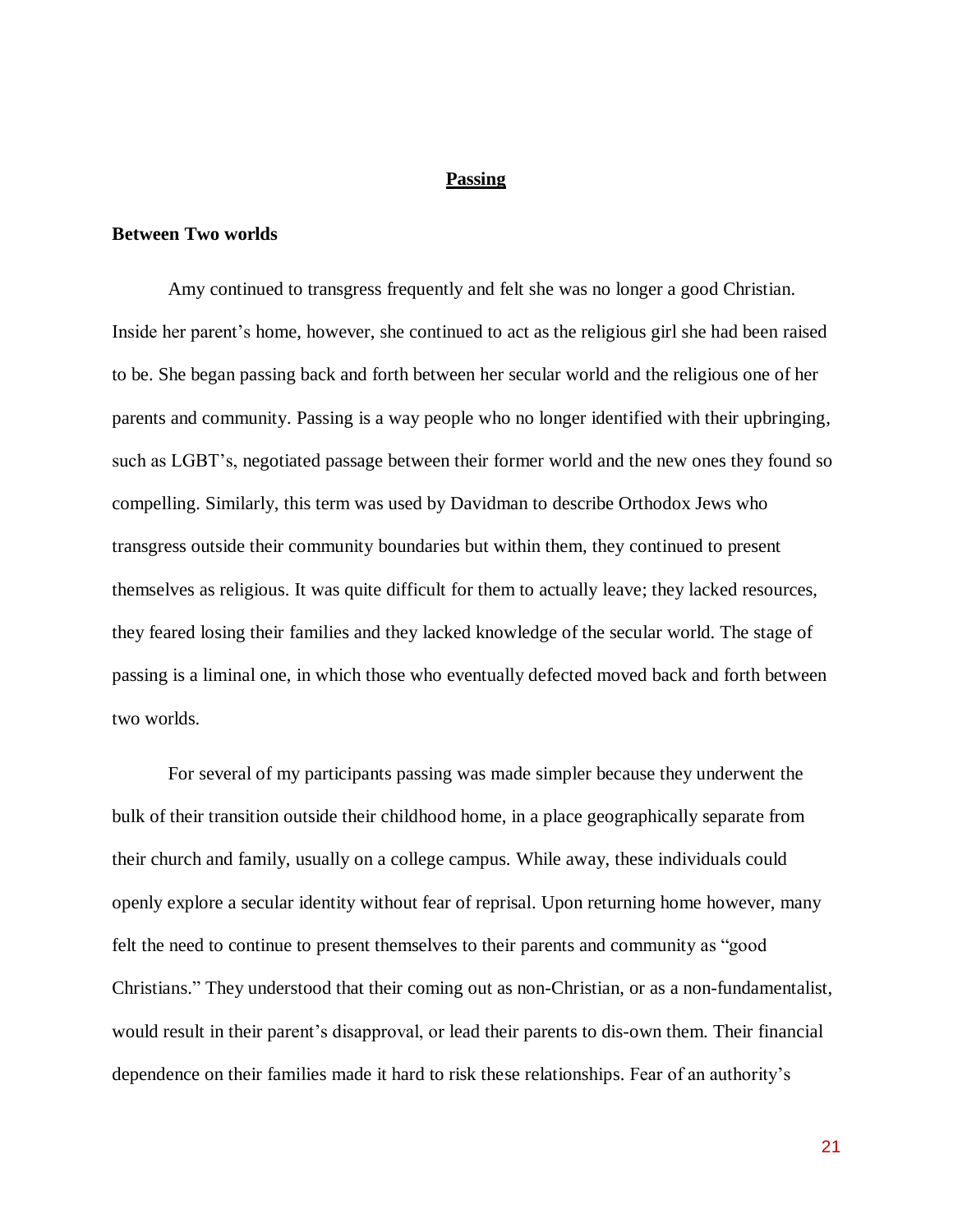## Passing

### Between Two worlds

Amy continued to transgress frequently and felt she was no longer a good Christian. Inside her parent's home, however, she continued to act as the religious girl she had been raised to be. She began passing back and forth between her secular world and the religious one of her parents and community. Passing is a way people who no longer identified with their upbringing, such as LGBT's, negotiated passage between their former world and the new ones they found so compelling. Similarly, this term was used by Davidman to describe Orthodox Jews who transgress outside their community boundaries but within them, they continued to present themselves as religious. It was quite difficult for them to actually leave; they lacked resources, they feared losing their families and they lacked knowledge of the secular world. The stage of passing is a liminal one, in which those who eventually defected moved back and forth between two worlds.

For several of my participants passing was made simpler because they underwent the bulk of their transition outside their childhood home, in a place geographically separate from their church and family, usually on a college campus. While away, these individuals could openly explore a secular identity without fear of reprisal. Upon returning home however, many felt the need to continue to present themselves to their parents and community as "good Christians." They understood that their coming out as non-Christian, or as a non-fundamentalist, would result in their parent's disapproval, or lead their parents to dis-own them. Their financial dependence on their families made it hard to risk these relationships. Fear of an authority's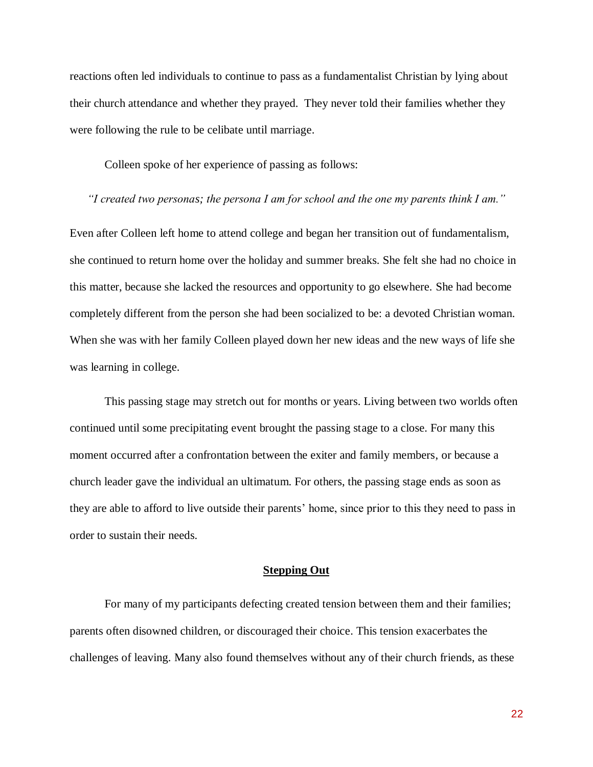reactions often led individuals to continue to pass as a fundamentalist Christian by lying about their church attendance and whether they prayed. They never told their families whether they were following the rule to be celibate until marriage.

Colleen spoke of her experience of passing as follows:

*"I created two personas; the persona I am for school and the one my parents think I am."*

Even after Colleen left home to attend college and began her transition out of fundamentalism, she continued to return home over the holiday and summer breaks. She felt she had no choice in this matter, because she lacked the resources and opportunity to go elsewhere. She had become completely different from the person she had been socialized to be: a devoted Christian woman. When she was with her family Colleen played down her new ideas and the new ways of life she was learning in college.

This passing stage may stretch out for months or years. Living between two worlds often continued until some precipitating event brought the passing stage to a close. For many this moment occurred after a confrontation between the exiter and family members, or because a church leader gave the individual an ultimatum. For others, the passing stage ends as soon as they are able to afford to live outside their parents' home, since prior to this they need to pass in order to sustain their needs.

## Stepping Out

For many of my participants defecting created tension between them and their families; parents often disowned children, or discouraged their choice. This tension exacerbates the challenges of leaving. Many also found themselves without any of their church friends, as these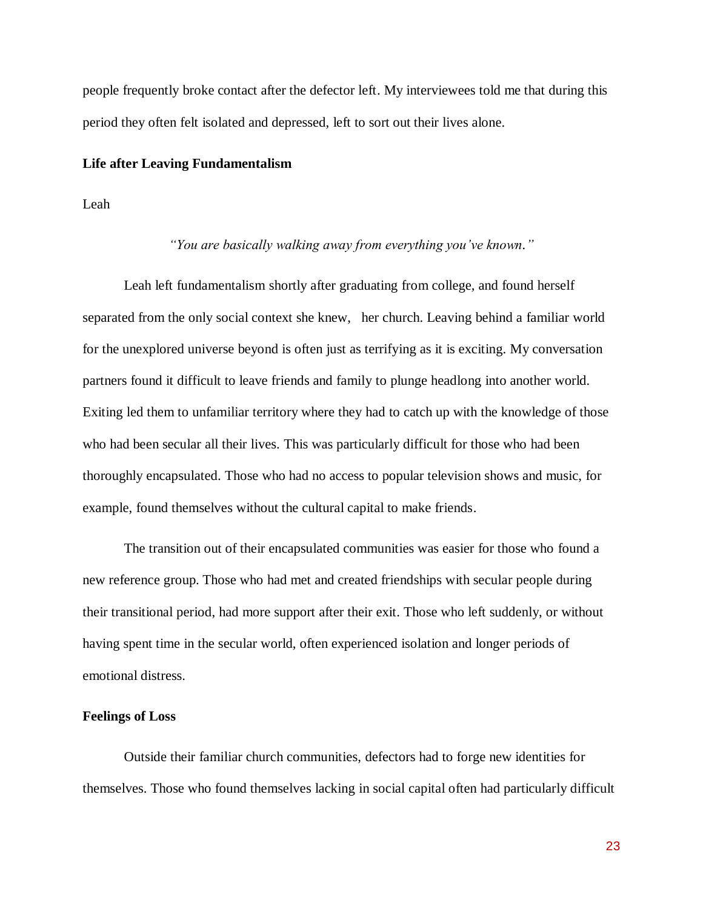people frequently broke contact after the defector left. My interviewees told me that during this period they often felt isolated and depressed, left to sort out their lives alone.

## Life after Leaving Fundamentalism

Leah

*"You are basically walking away from everything you've known."*

Leah left fundamentalism shortly after graduating from college, and found herself separated from the only social context she knew, her church. Leaving behind a familiar world for the unexplored universe beyond is often just as terrifying as it is exciting. My conversation partners found it difficult to leave friends and family to plunge headlong into another world. Exiting led them to unfamiliar territory where they had to catch up with the knowledge of those who had been secular all their lives. This was particularly difficult for those who had been thoroughly encapsulated. Those who had no access to popular television shows and music, for example, found themselves without the cultural capital to make friends.

The transition out of their encapsulated communities was easier for those who found a new reference group. Those who had met and created friendships with secular people during their transitional period, had more support after their exit. Those who left suddenly, or without having spent time in the secular world, often experienced isolation and longer periods of emotional distress.

## Feelings of Loss

Outside their familiar church communities, defectors had to forge new identities for themselves. Those who found themselves lacking in social capital often had particularly difficult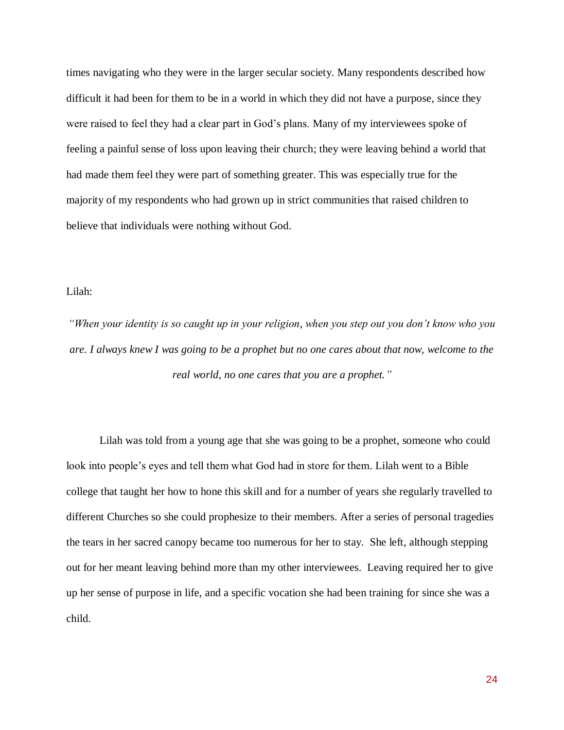times navigating who they were in the larger secular society. Many respondents described how difficult it had been for them to be in a world in which they did not have a purpose, since they were raised to feel they had a clear part in God's plans. Many of my interviewees spoke of feeling a painful sense of loss upon leaving their church; they were leaving behind a world that had made them feel they were part of something greater. This was especially true for the majority of my respondents who had grown up in strict communities that raised children to believe that individuals were nothing without God.

Lilah:

*"When your identity is so caught up in your religion, when you step out you don't know who you are. I always knew I was going to be a prophet but no one cares about that now, welcome to the real world, no one cares that you are a prophet."*

Lilah was told from a young age that she was going to be a prophet, someone who could look into people's eyes and tell them what God had in store for them. Lilah went to a Bible college that taught her how to hone this skill and for a number of years she regularly travelled to different Churches so she could prophesize to their members. After a series of personal tragedies the tears in her sacred canopy became too numerous for her to stay. She left, although stepping out for her meant leaving behind more than my other interviewees. Leaving required her to give up her sense of purpose in life, and a specific vocation she had been training for since she was a child.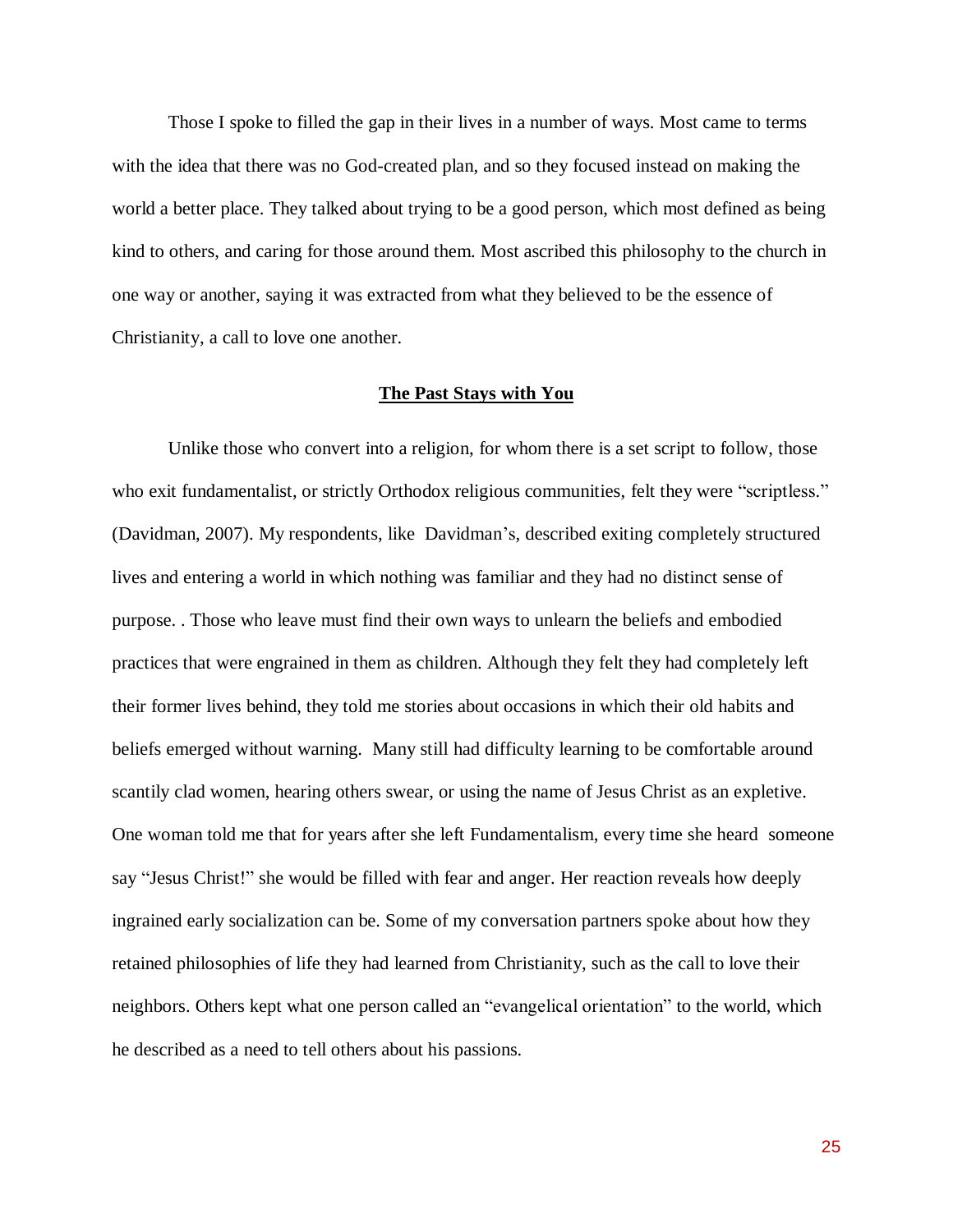Those I spoke to filled the gap in their lives in a number of ways. Most came to terms with the idea that there was no God-created plan, and so they focused instead on making the world a better place. They talked about trying to be a good person, which most defined as being kind to others, and caring for those around them. Most ascribed this philosophy to the church in one way or another, saying it was extracted from what they believed to be the essence of Christianity, a call to love one another.

## **The Past Stays with You**

Unlike those who convert into a religion, for whom there is a set script to follow, those who exit fundamentalist, or strictly Orthodox religious communities, felt they were "scriptless." (Davidman, 2007). My respondents, like Davidman's, described exiting completely structured lives and entering a world in which nothing was familiar and they had no distinct sense of purpose. . Those who leave must find their own ways to unlearn the beliefs and embodied practices that were engrained in them as children. Although they felt they had completely left their former lives behind, they told me stories about occasions in which their old habits and beliefs emerged without warning. Many still had difficulty learning to be comfortable around scantily clad women, hearing others swear, or using the name of Jesus Christ as an expletive. One woman told me that for years after she left Fundamentalism, every time she heard someone say "Jesus Christ!" she would be filled with fear and anger. Her reaction reveals how deeply ingrained early socialization can be. Some of my conversation partners spoke about how they retained philosophies of life they had learned from Christianity, such as the call to love their neighbors. Others kept what one person called an "evangelical orientation" to the world, which he described as a need to tell others about his passions.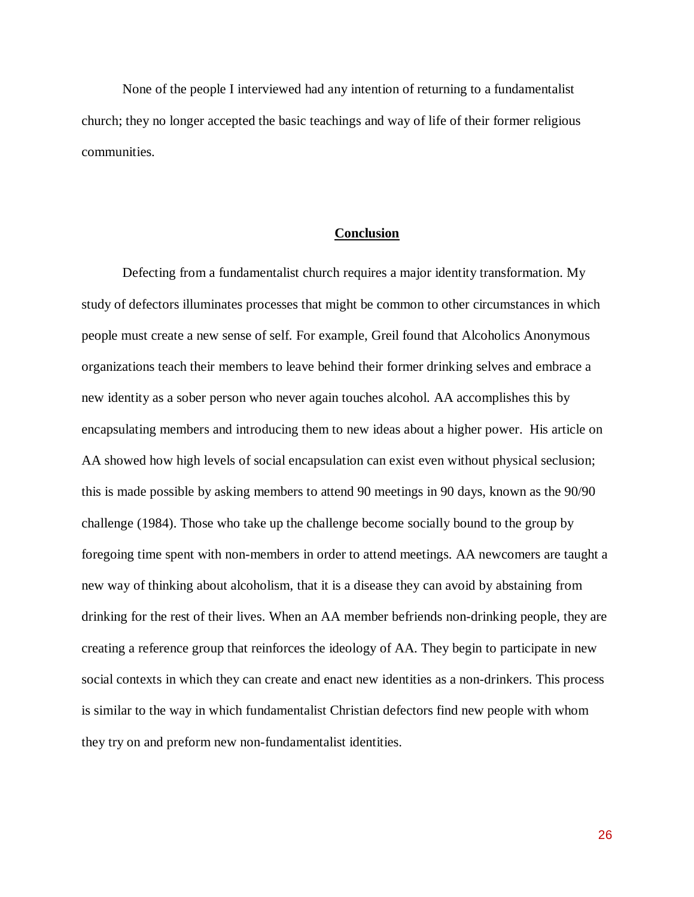None of the people I interviewed had any intention of returning to a fundamentalist church; they no longer accepted the basic teachings and way of life of their former religious communities.

## Conclusion

Defecting from a fundamentalist church requires a major identity transformation. My study of defectors illuminates processes that might be common to other circumstances in which people must create a new sense of self. For example, Greil found that Alcoholics Anonymous organizations teach their members to leave behind their former drinking selves and embrace a new identity as a sober person who never again touches alcohol. AA accomplishes this by encapsulating members and introducing them to new ideas about a higher power. His article on AA showed how high levels of social encapsulation can exist even without physical seclusion; this is made possible by asking members to attend 90 meetings in 90 days, known as the 90/90 challenge (1984). Those who take up the challenge become socially bound to the group by foregoing time spent with non-members in order to attend meetings. AA newcomers are taught a new way of thinking about alcoholism, that it is a disease they can avoid by abstaining from drinking for the rest of their lives. When an AA member befriends non-drinking people, they are creating a reference group that reinforces the ideology of AA. They begin to participate in new social contexts in which they can create and enact new identities as a non-drinkers. This process is similar to the way in which fundamentalist Christian defectors find new people with whom they try on and preform new non-fundamentalist identities.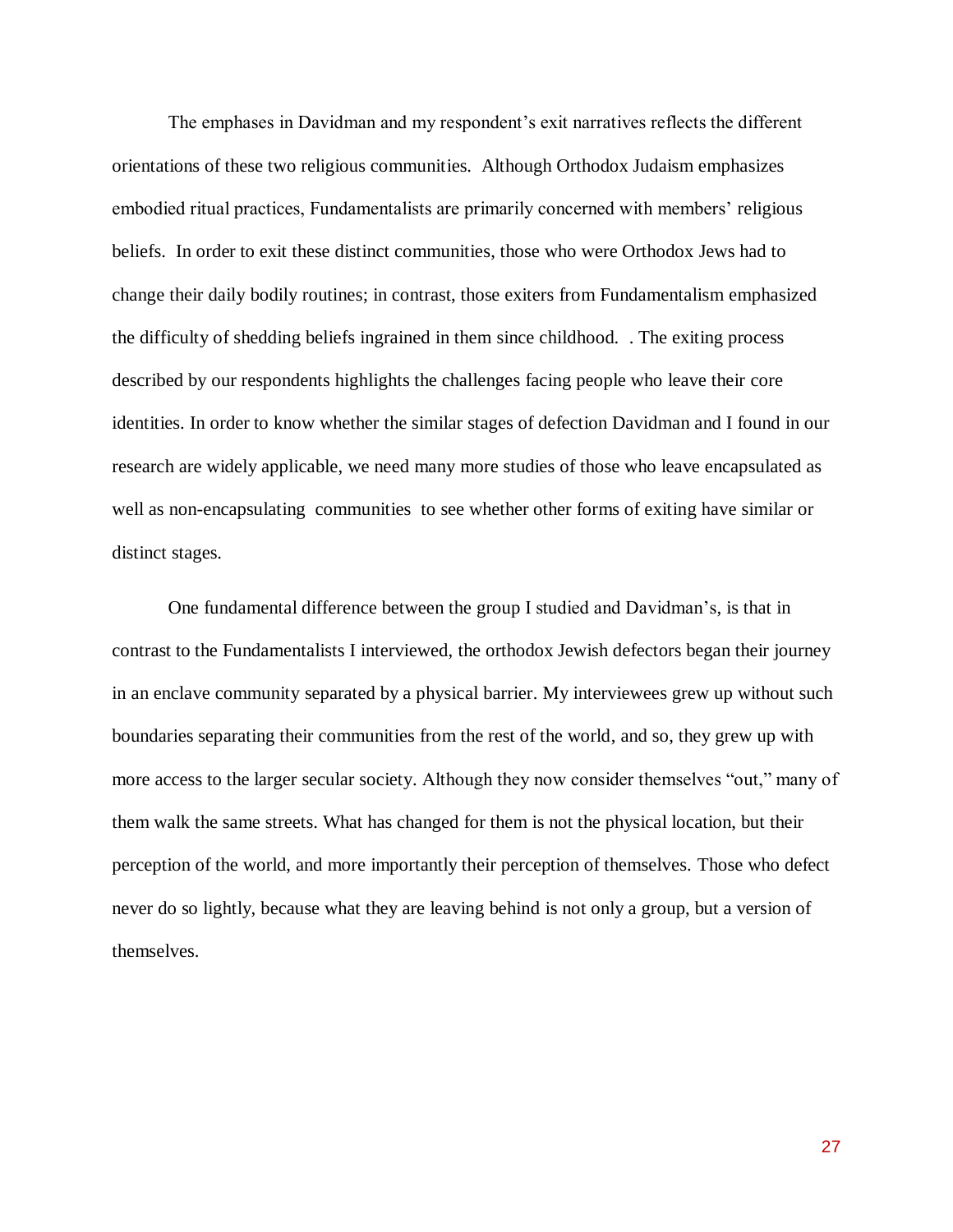The emphases in Davidman and my respondent's exit narratives reflects the different orientations of these two religious communities. Although Orthodox Judaism emphasizes embodied ritual practices, Fundamentalists are primarily concerned with members' religious beliefs. In order to exit these distinct communities, those who were Orthodox Jews had to change their daily bodily routines; in contrast, those exiters from Fundamentalism emphasized the difficulty of shedding beliefs ingrained in them since childhood. . The exiting process described by our respondents highlights the challenges facing people who leave their core identities. In order to know whether the similar stages of defection Davidman and I found in our research are widely applicable, we need many more studies of those who leave encapsulated as well as non-encapsulating communities to see whether other forms of exiting have similar or distinct stages.

One fundamental difference between the group I studied and Davidman's, is that in contrast to the Fundamentalists I interviewed, the orthodox Jewish defectors began their journey in an enclave community separated by a physical barrier. My interviewees grew up without such boundaries separating their communities from the rest of the world, and so, they grew up with more access to the larger secular society. Although they now consider themselves "out," many of them walk the same streets. What has changed for them is not the physical location, but their perception of the world, and more importantly their perception of themselves. Those who defect never do so lightly, because what they are leaving behind is not only a group, but a version of themselves.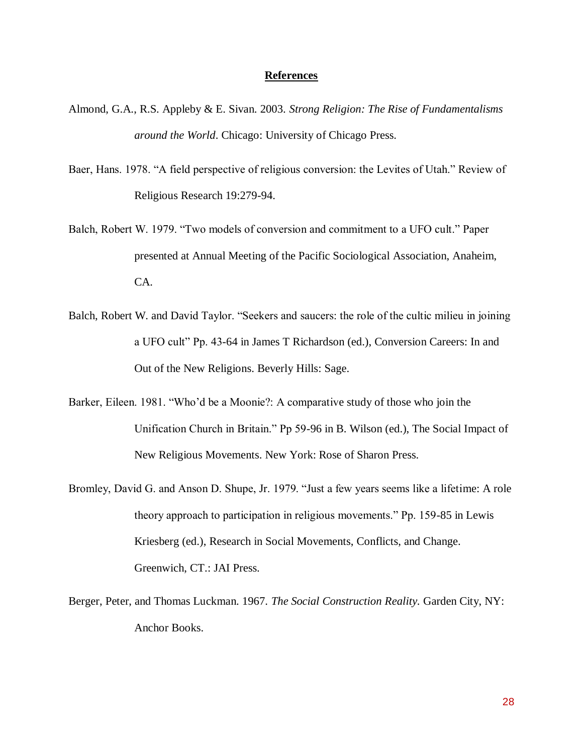## References

Almond, G.A., R.S. Appleby & E. Sivan. 2003. *Strong Religion: The Rise of Fundamentalisms around the World*. Chicago: University of Chicago Press.

Baer, Hans. 1978. "A field perspective of religious conversion: the Levites of Utah." Review of Religious Research 19:279-94.

Balch, Robert W. 1979. "Two models of conversion and commitment to a UFO cult." Paper presented at Annual Meeting of the Pacific Sociological Association, Anaheim, CA.

Balch, Robert W. and David Taylor. "Seekers and saucers: the role of the cultic milieu in joining a UFO cult" Pp. 43-64 in James T Richardson (ed.), Conversion Careers: In and Out of the New Religions. Beverly Hills: Sage.

Barker, Eileen. 1981. "Who'd be a Moonie?: A comparative study of those who join the Unification Church in Britain." Pp 59-96 in B. Wilson (ed.), The Social Impact of New Religious Movements. New York: Rose of Sharon Press.

Bromley, David G. and Anson D. Shupe, Jr. 1979. "Just a few years seems like a lifetime: A role theory approach to participation in religious movements." Pp. 159-85 in Lewis Kriesberg (ed.), Research in Social Movements, Conflicts, and Change. Greenwich, CT.: JAI Press.

Berger, Peter, and Thomas Luckman. 1967. *The Social Construction Reality.* Garden City, NY: Anchor Books.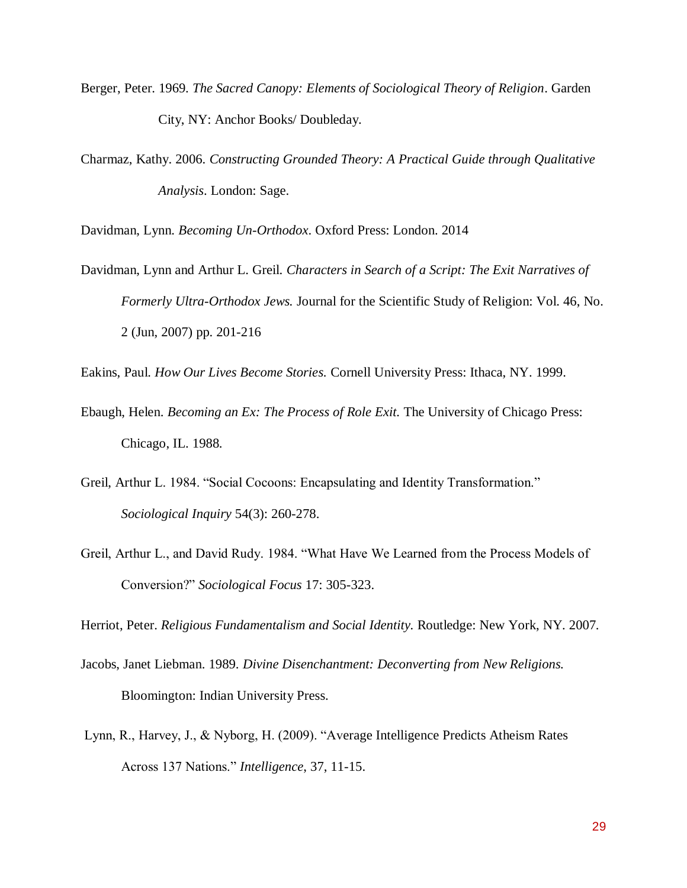Berger, Peter. 1969. *The Sacred Canopy: Elements of Sociological Theory of Religion*. Garden City, NY: Anchor Books/ Doubleday.

Charmaz, Kathy. 2006. *Constructing Grounded Theory: A Practical Guide through Qualitative Analysis*. London: Sage.

Davidman, Lynn. *Becoming Un-Orthodox*. Oxford Press: London. 2014

Davidman, Lynn and Arthur L. Greil. *Characters in Search of a Script: The Exit Narratives of Formerly Ultra-Orthodox Jews.* Journal for the Scientific Study of Religion: Vol. 46, No. 2 (Jun, 2007) pp. 201-216

Eakins, Paul. *How Our Lives Become Stories.* Cornell University Press: Ithaca, NY. 1999.

Ebaugh, Helen. *Becoming an Ex: The Process of Role Exit.* The University of Chicago Press: Chicago, IL. 1988.

Greil, Arthur L. 1984. "Social Cocoons: Encapsulating and Identity Transformation." *Sociological Inquiry* 54(3): 260-278.

Greil, Arthur L., and David Rudy. 1984. "What Have We Learned from the Process Models of Conversion?" *Sociological Focus* 17: 305-323.

Herriot, Peter. *Religious Fundamentalism and Social Identity.* Routledge: New York, NY. 2007.

Jacobs, Janet Liebman. 1989. *Divine Disenchantment: Deconverting from New Religions.* Bloomington: Indian University Press.

Lynn, R., Harvey, J., & Nyborg, H. (2009). "Average Intelligence Predicts Atheism Rates Across 137 Nations." *Intelligence*, 37, 11-15.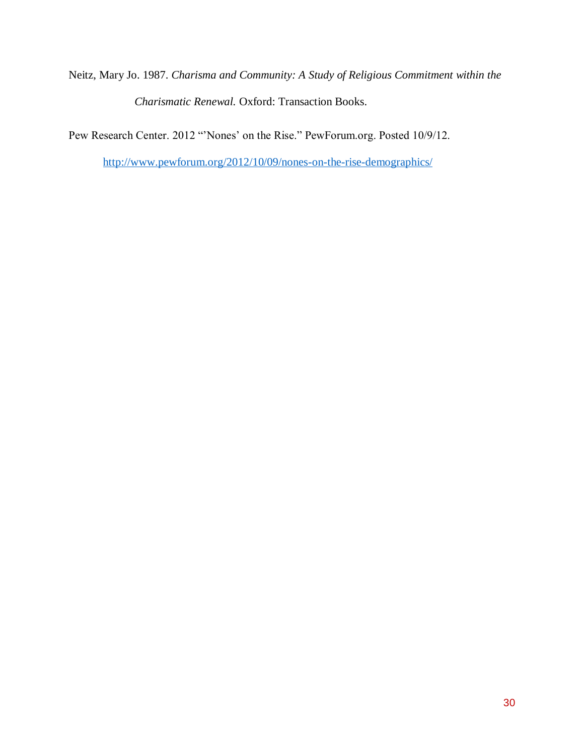Neitz, Mary Jo. 1987. *Charisma and Community: A Study of Religious Commitment within the Charismatic Renewal.* Oxford: Transaction Books.

Pew Research Center. 2012 "'Nones' on the Rise." PewForum.org. Posted 10/9/12. http://www.pewforum.org/2012/10/09/nones-on-the-rise-demographics/